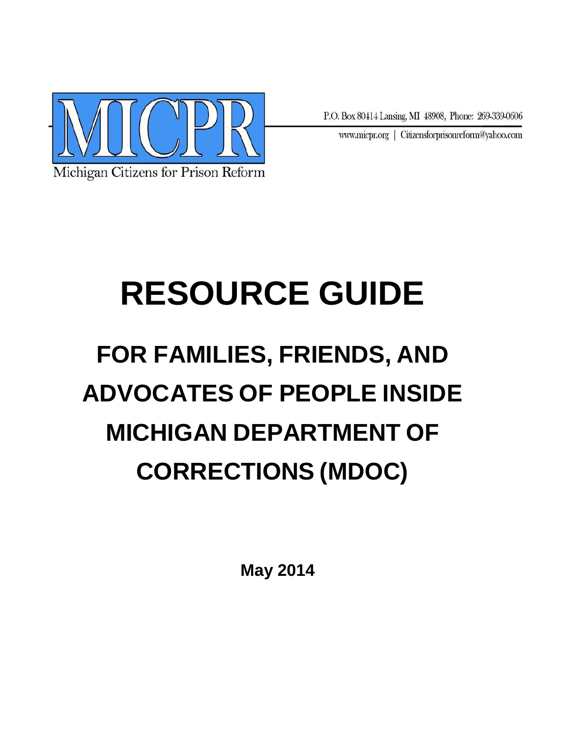MICPR

Michigan Citizens for Prison Reform

P.O. Box 80414 Lansing, MI 48908, Phone: 269-339-0606

www.micpr.org | Citizensforprisonreform@yahoo.com

# RESOURCE GUIDE

## FOR FAMILIES, FRIENDS, AND ADVOCATES OF PEOPLE INSIDE MICHIGAN DEPARTMENT OF CORRECTIONS (MDOC)

**May 2014**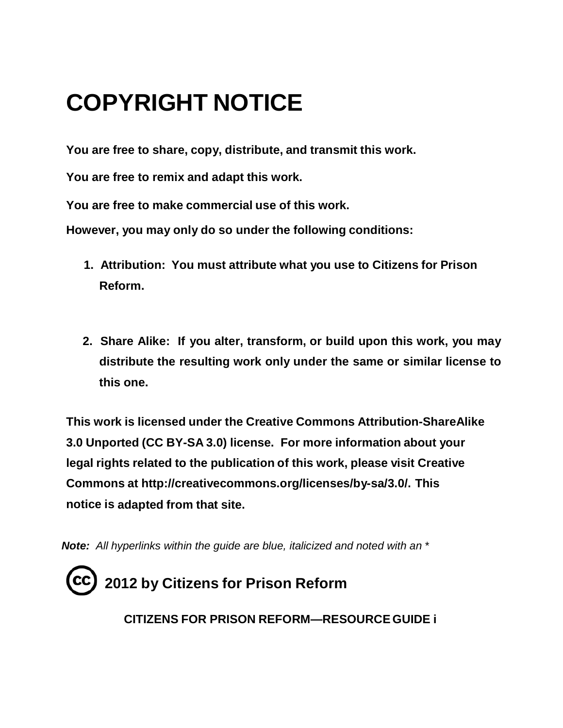# COPYRIGHT NOTICE

**You are free to share, copy, distribute, and transmit this work.**

**You are free to remix and adapt this work.**

**You are free to make commercial use of this work.**

**However, you may only do so under the following conditions:**

1. **Attribution: You must attribute what you use to Citizens for Prison Reform.**

2. **Share Alike: If you alter, transform, or build upon this work, you may distribute the resulting work only under the same or similar license to this one.**

**This work is licensed under the Creative Commons Attribution-ShareAlike 3.0 Unported (CC BY-SA 3.0) license. For more information about your legal rights related to the publication of this work, please visit Creative Commons at http://creativecommons.org/licenses/by-sa/3.0/. This notice is adapted from that site.**

***Note:*** *All hyperlinks within the guide are blue, italicized and noted with an **

**(cc) 2012 by Citizens for Prison Reform**

**CITIZENS FOR PRISON REFORM—RESOURCE GUIDE i**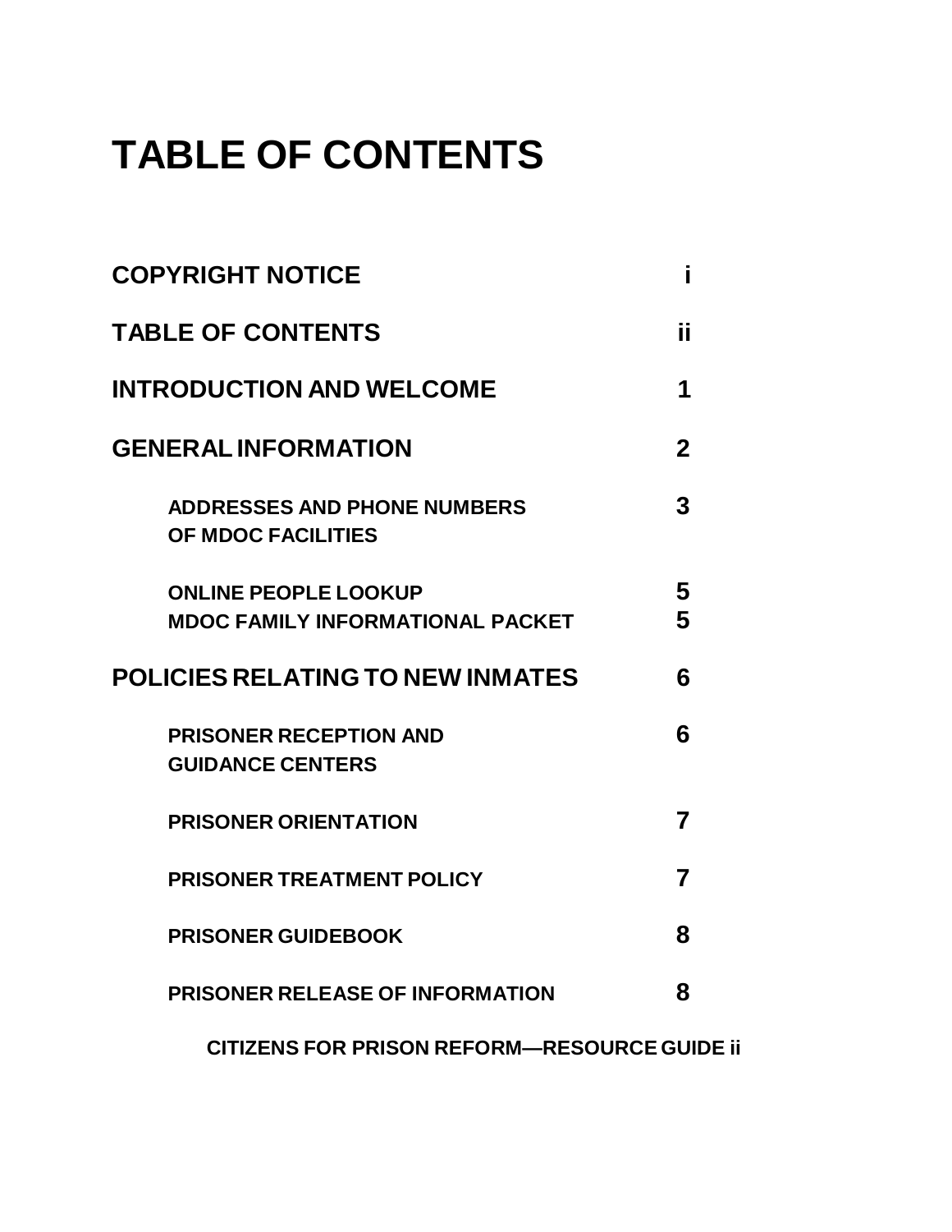# TABLE OF CONTENTS

| | |
|---|---|
| **COPYRIGHT NOTICE** | **i** |
| **TABLE OF CONTENTS** | **ii** |
| **INTRODUCTION AND WELCOME** | **1** |
| **GENERAL INFORMATION** | **2** |
| **ADDRESSES AND PHONE NUMBERS OF MDOC FACILITIES** | **3** |
| **ONLINE PEOPLE LOOKUP** | **5** |
| **MDOC FAMILY INFORMATIONAL PACKET** | **5** |
| **POLICIES RELATING TO NEW INMATES** | **6** |
| **PRISONER RECEPTION AND GUIDANCE CENTERS** | **6** |
| **PRISONER ORIENTATION** | **7** |
| **PRISONER TREATMENT POLICY** | **7** |
| **PRISONER GUIDEBOOK** | **8** |
| **PRISONER RELEASE OF INFORMATION** | **8** |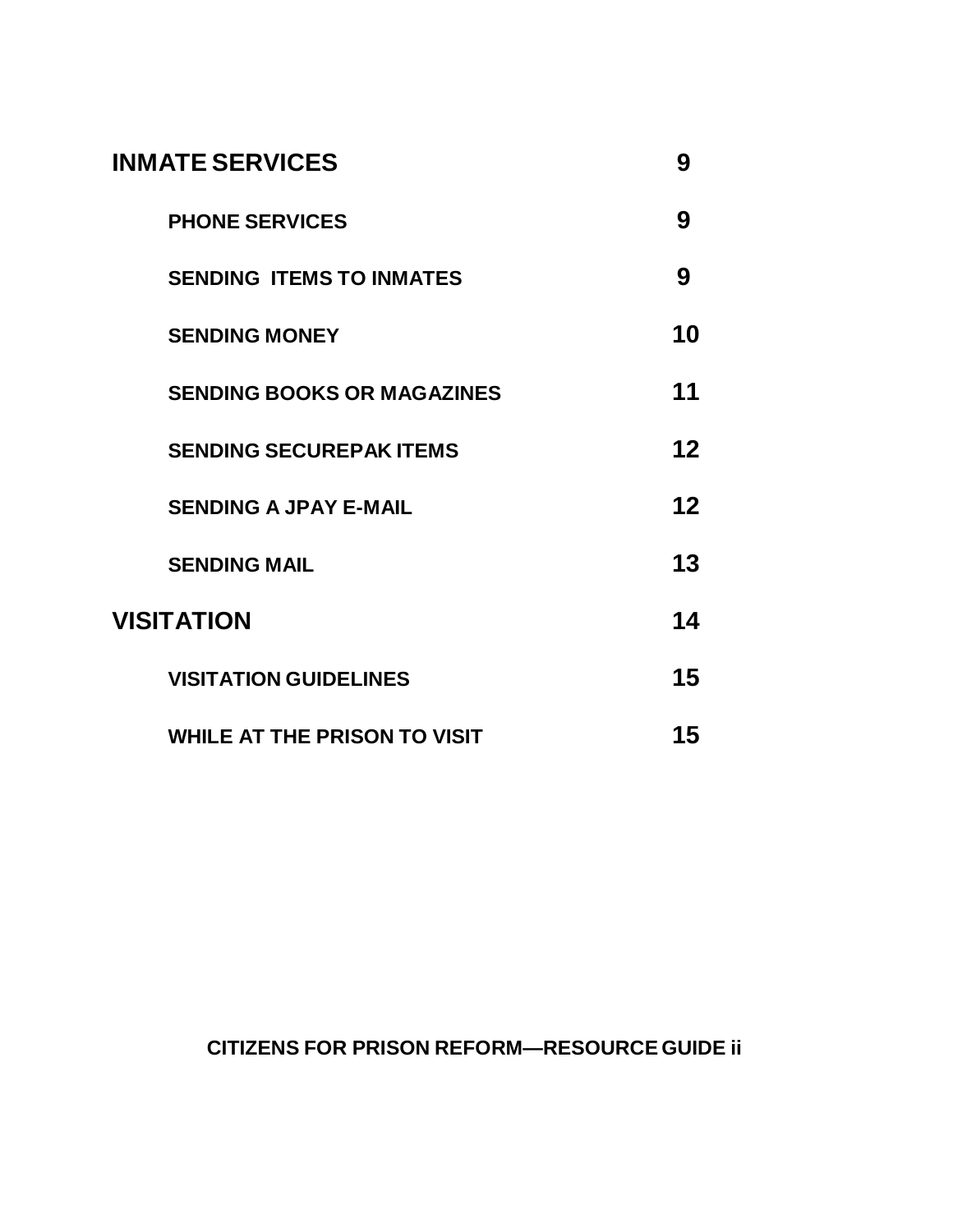| | |
|---|---|
| **INMATE SERVICES** | **9** |
| **PHONE SERVICES** | **9** |
| **SENDING ITEMS TO INMATES** | **9** |
| **SENDING MONEY** | **10** |
| **SENDING BOOKS OR MAGAZINES** | **11** |
| **SENDING SECUREPAK ITEMS** | **12** |
| **SENDING A JPAY E-MAIL** | **12** |
| **SENDING MAIL** | **13** |
| **VISITATION** | **14** |
| **VISITATION GUIDELINES** | **15** |
| **WHILE AT THE PRISON TO VISIT** | **15** |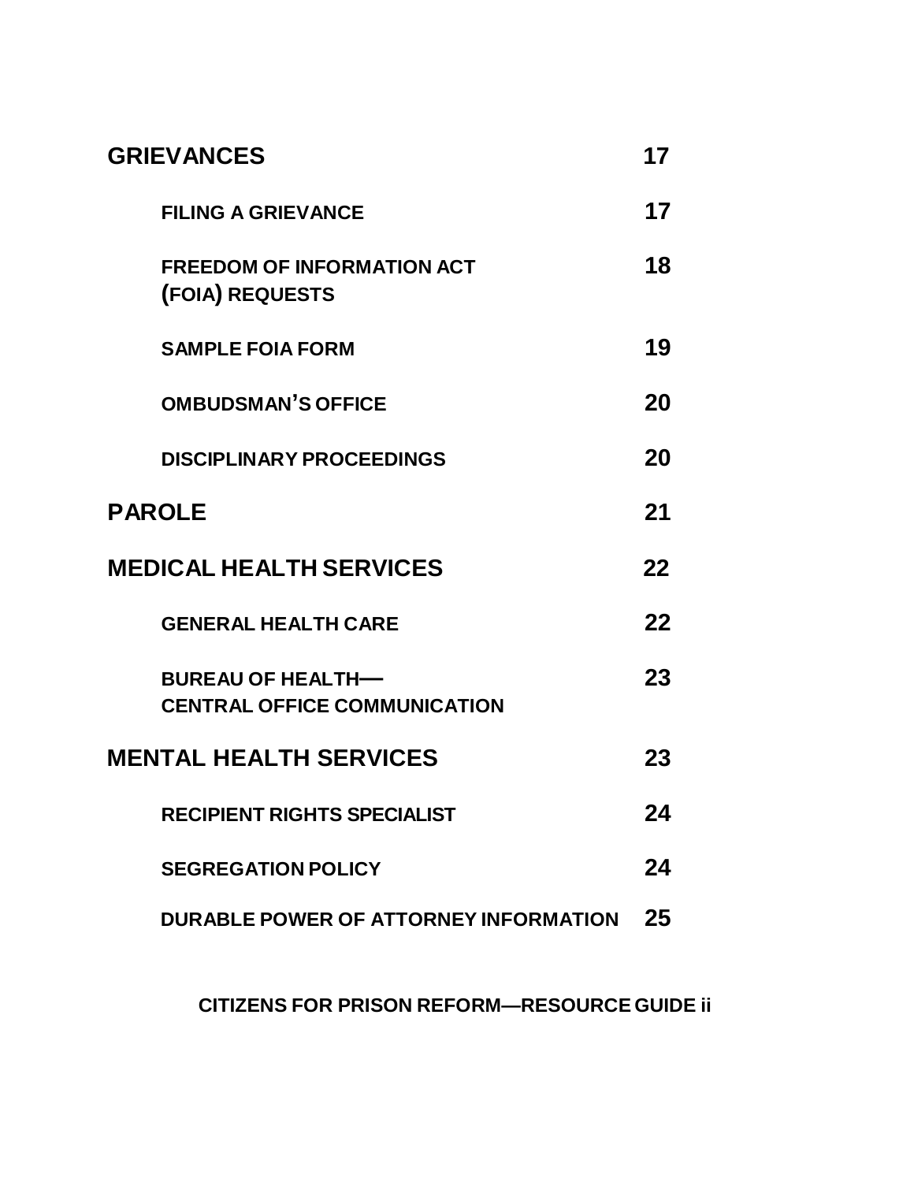| | |
|---|---|
| **GRIEVANCES** | **17** |
| **FILING A GRIEVANCE** | **17** |
| **FREEDOM OF INFORMATION ACT (FOIA) REQUESTS** | **18** |
| **SAMPLE FOIA FORM** | **19** |
| **OMBUDSMAN'S OFFICE** | **20** |
| **DISCIPLINARY PROCEEDINGS** | **20** |
| **PAROLE** | **21** |
| **MEDICAL HEALTH SERVICES** | **22** |
| **GENERAL HEALTH CARE** | **22** |
| **BUREAU OF HEALTH— CENTRAL OFFICE COMMUNICATION** | **23** |
| **MENTAL HEALTH SERVICES** | **23** |
| **RECIPIENT RIGHTS SPECIALIST** | **24** |
| **SEGREGATION POLICY** | **24** |
| **DURABLE POWER OF ATTORNEY INFORMATION** | **25** |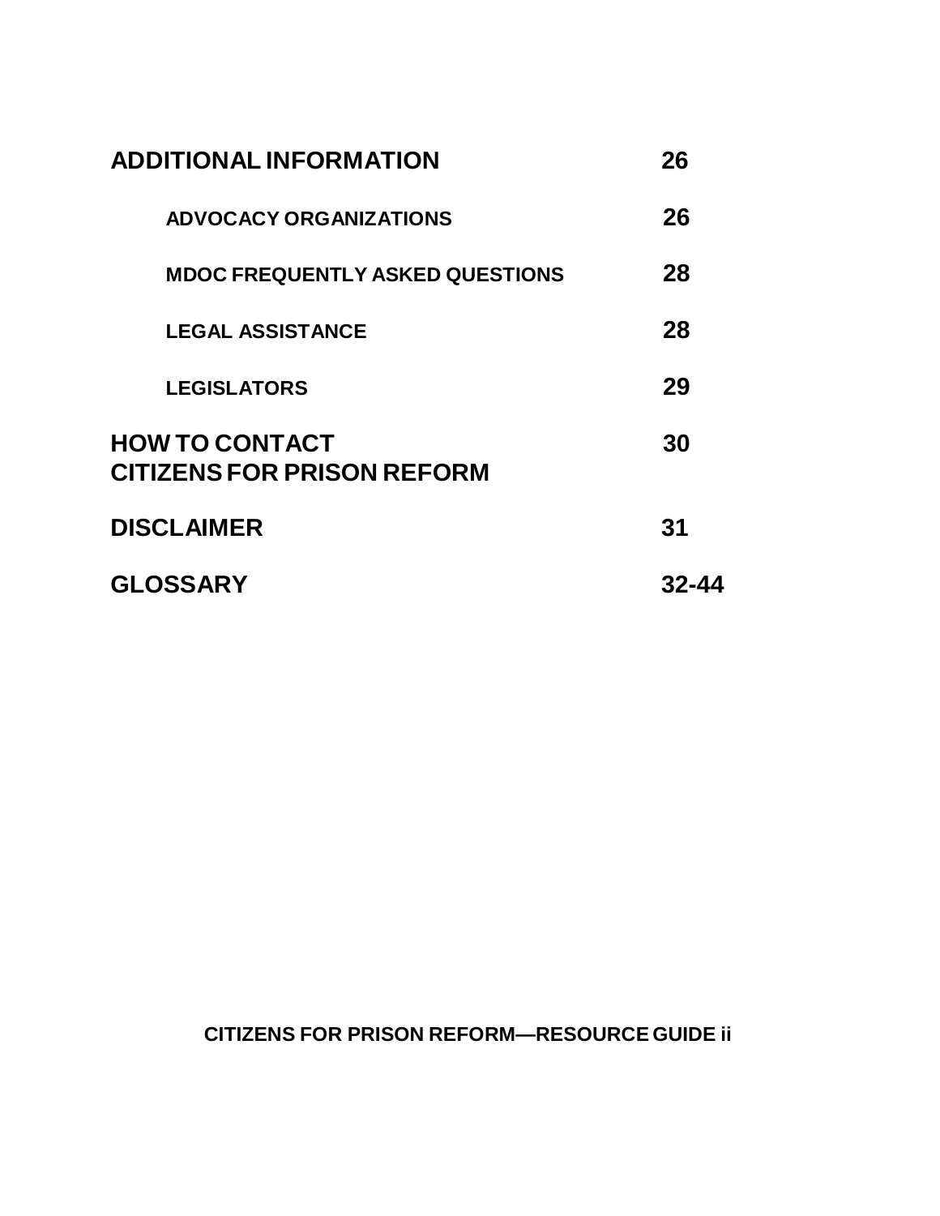| | |
|---|---|
| **ADDITIONAL INFORMATION** | **26** |
| **ADVOCACY ORGANIZATIONS** | **26** |
| **MDOC FREQUENTLY ASKED QUESTIONS** | **28** |
| **LEGAL ASSISTANCE** | **28** |
| **LEGISLATORS** | **29** |
| **HOW TO CONTACT CITIZENS FOR PRISON REFORM** | **30** |
| **DISCLAIMER** | **31** |
| **GLOSSARY** | **32-44** |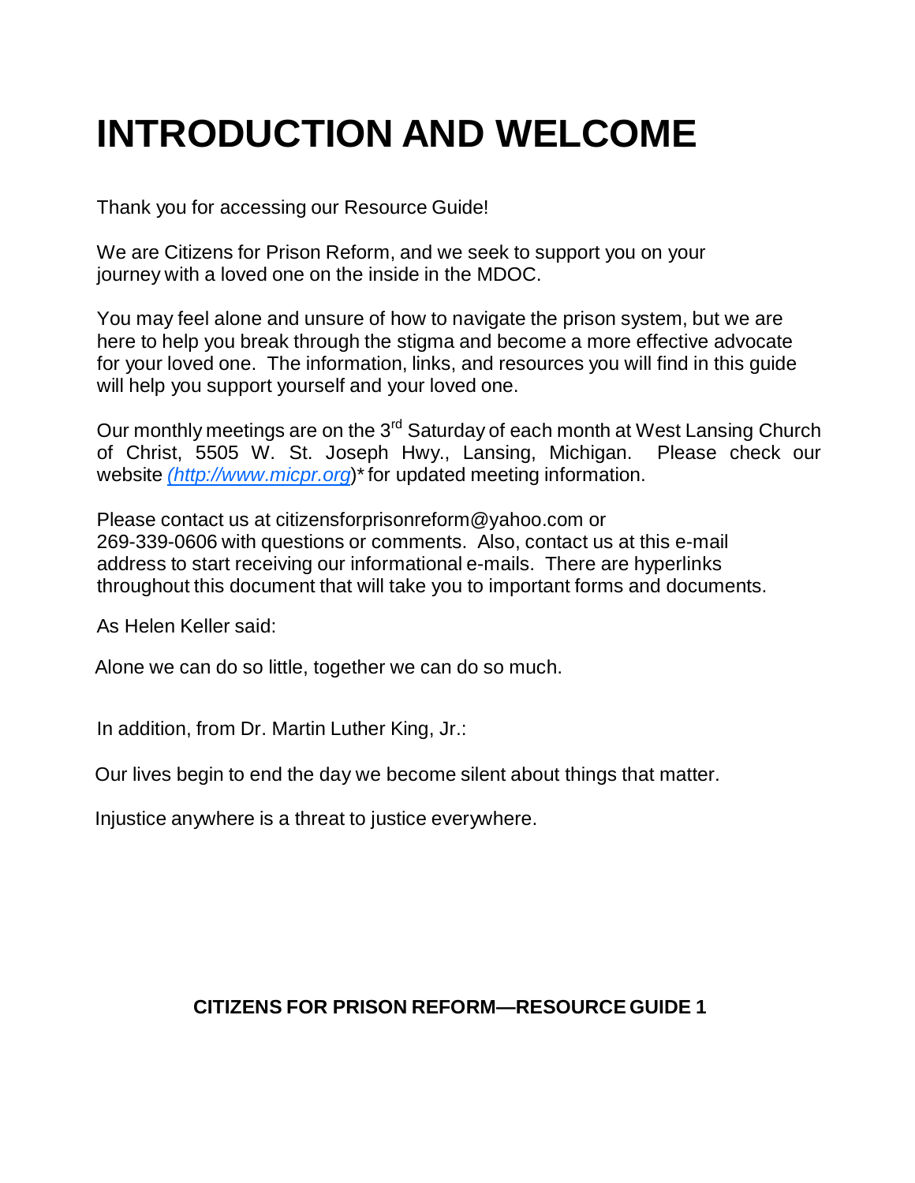# INTRODUCTION AND WELCOME

Thank you for accessing our Resource Guide!

We are Citizens for Prison Reform, and we seek to support you on your journey with a loved one on the inside in the MDOC.

You may feel alone and unsure of how to navigate the prison system, but we are here to help you break through the stigma and become a more effective advocate for your loved one. The information, links, and resources you will find in this guide will help you support yourself and your loved one.

Our monthly meetings are on the 3rd Saturday of each month at West Lansing Church of Christ, 5505 W. St. Joseph Hwy., Lansing, Michigan. Please check our website *(http://www.micpr.org)** for updated meeting information.

Please contact us at citizensforprisonreform@yahoo.com or 269-339-0606 with questions or comments. Also, contact us at this e-mail address to start receiving our informational e-mails. There are hyperlinks throughout this document that will take you to important forms and documents.

As Helen Keller said:

Alone we can do so little, together we can do so much.

In addition, from Dr. Martin Luther King, Jr.:

Our lives begin to end the day we become silent about things that matter.

Injustice anywhere is a threat to justice everywhere.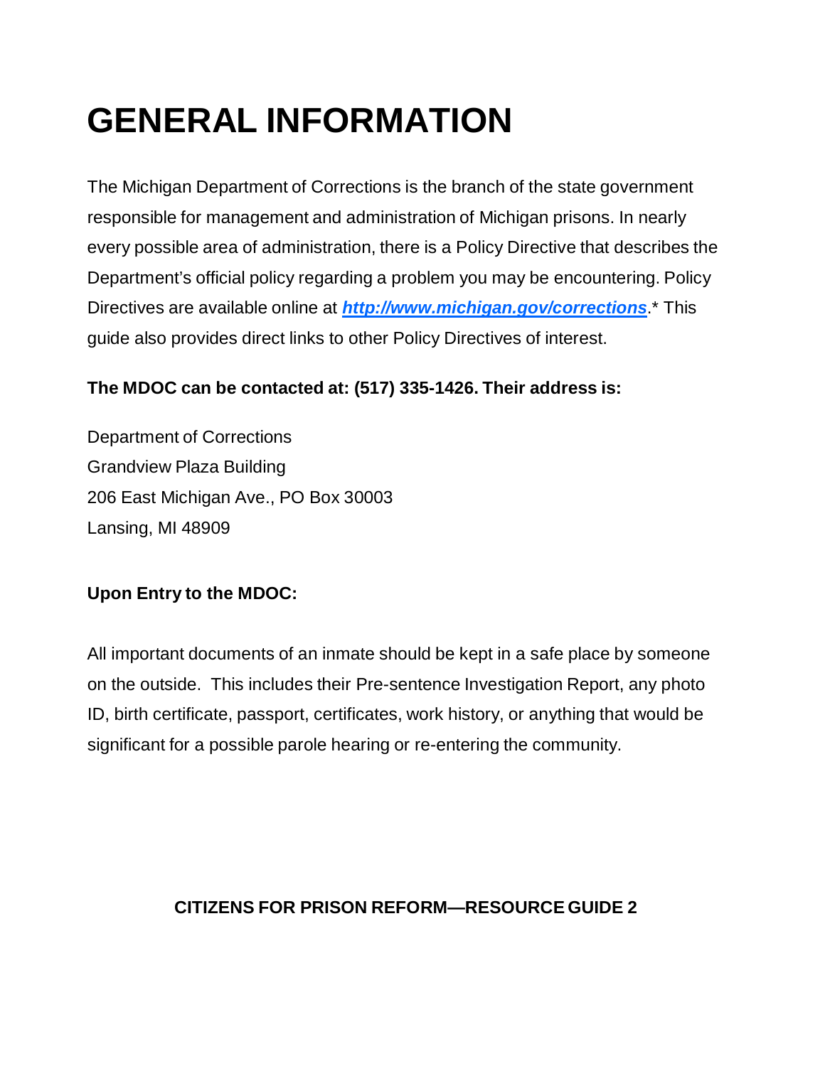# GENERAL INFORMATION

The Michigan Department of Corrections is the branch of the state government responsible for management and administration of Michigan prisons. In nearly every possible area of administration, there is a Policy Directive that describes the Department's official policy regarding a problem you may be encountering. Policy Directives are available online at ***http://www.michigan.gov/corrections***.* This guide also provides direct links to other Policy Directives of interest.

**The MDOC can be contacted at: (517) 335-1426. Their address is:**

Department of Corrections
Grandview Plaza Building
206 East Michigan Ave., PO Box 30003
Lansing, MI 48909

**Upon Entry to the MDOC:**

All important documents of an inmate should be kept in a safe place by someone on the outside. This includes their Pre-sentence Investigation Report, any photo ID, birth certificate, passport, certificates, work history, or anything that would be significant for a possible parole hearing or re-entering the community.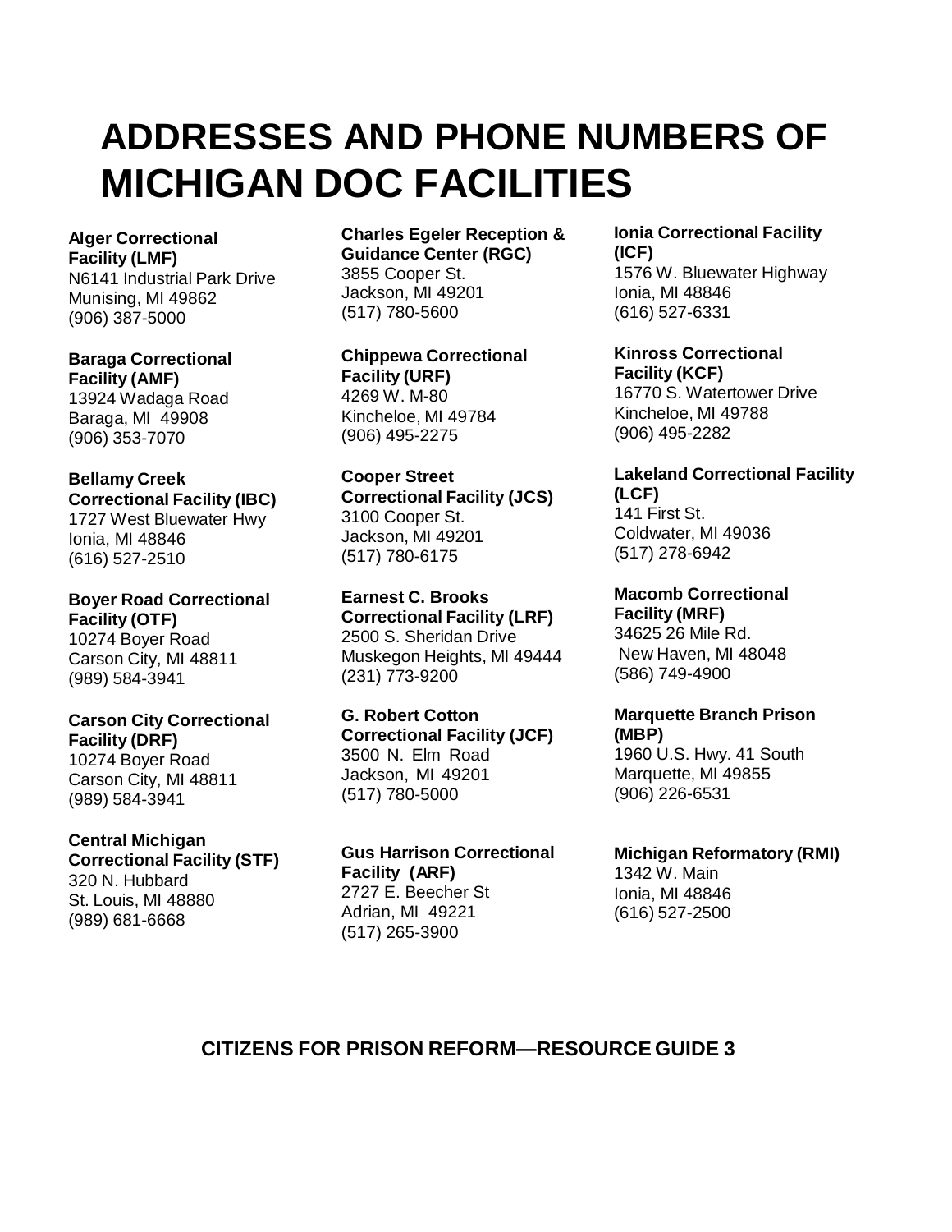# ADDRESSES AND PHONE NUMBERS OF MICHIGAN DOC FACILITIES

**Alger Correctional Facility (LMF)**
N6141 Industrial Park Drive
Munising, MI 49862
(906) 387-5000

**Baraga Correctional Facility (AMF)**
13924 Wadaga Road
Baraga, MI 49908
(906) 353-7070

**Bellamy Creek Correctional Facility (IBC)**
1727 West Bluewater Hwy
Ionia, MI 48846
(616) 527-2510

**Boyer Road Correctional Facility (OTF)**
10274 Boyer Road
Carson City, MI 48811
(989) 584-3941

**Carson City Correctional Facility (DRF)**
10274 Boyer Road
Carson City, MI 48811
(989) 584-3941

**Central Michigan Correctional Facility (STF)**
320 N. Hubbard
St. Louis, MI 48880
(989) 681-6668

**Charles Egeler Reception & Guidance Center (RGC)**
3855 Cooper St.
Jackson, MI 49201
(517) 780-5600

**Chippewa Correctional Facility (URF)**
4269 W. M-80
Kincheloe, MI 49784
(906) 495-2275

**Cooper Street Correctional Facility (JCS)**
3100 Cooper St.
Jackson, MI 49201
(517) 780-6175

**Earnest C. Brooks Correctional Facility (LRF)**
2500 S. Sheridan Drive
Muskegon Heights, MI 49444
(231) 773-9200

**G. Robert Cotton Correctional Facility (JCF)**
3500 N. Elm Road
Jackson, MI 49201
(517) 780-5000

**Gus Harrison Correctional Facility (ARF)**
2727 E. Beecher St
Adrian, MI 49221
(517) 265-3900

**Ionia Correctional Facility (ICF)**
1576 W. Bluewater Highway
Ionia, MI 48846
(616) 527-6331

**Kinross Correctional Facility (KCF)**
16770 S. Watertower Drive
Kincheloe, MI 49788
(906) 495-2282

**Lakeland Correctional Facility (LCF)**
141 First St.
Coldwater, MI 49036
(517) 278-6942

**Macomb Correctional Facility (MRF)**
34625 26 Mile Rd.
New Haven, MI 48048
(586) 749-4900

**Marquette Branch Prison (MBP)**
1960 U.S. Hwy. 41 South
Marquette, MI 49855
(906) 226-6531

**Michigan Reformatory (RMI)**
1342 W. Main
Ionia, MI 48846
(616) 527-2500

**CITIZENS FOR PRISON REFORM—RESOURCE GUIDE 3**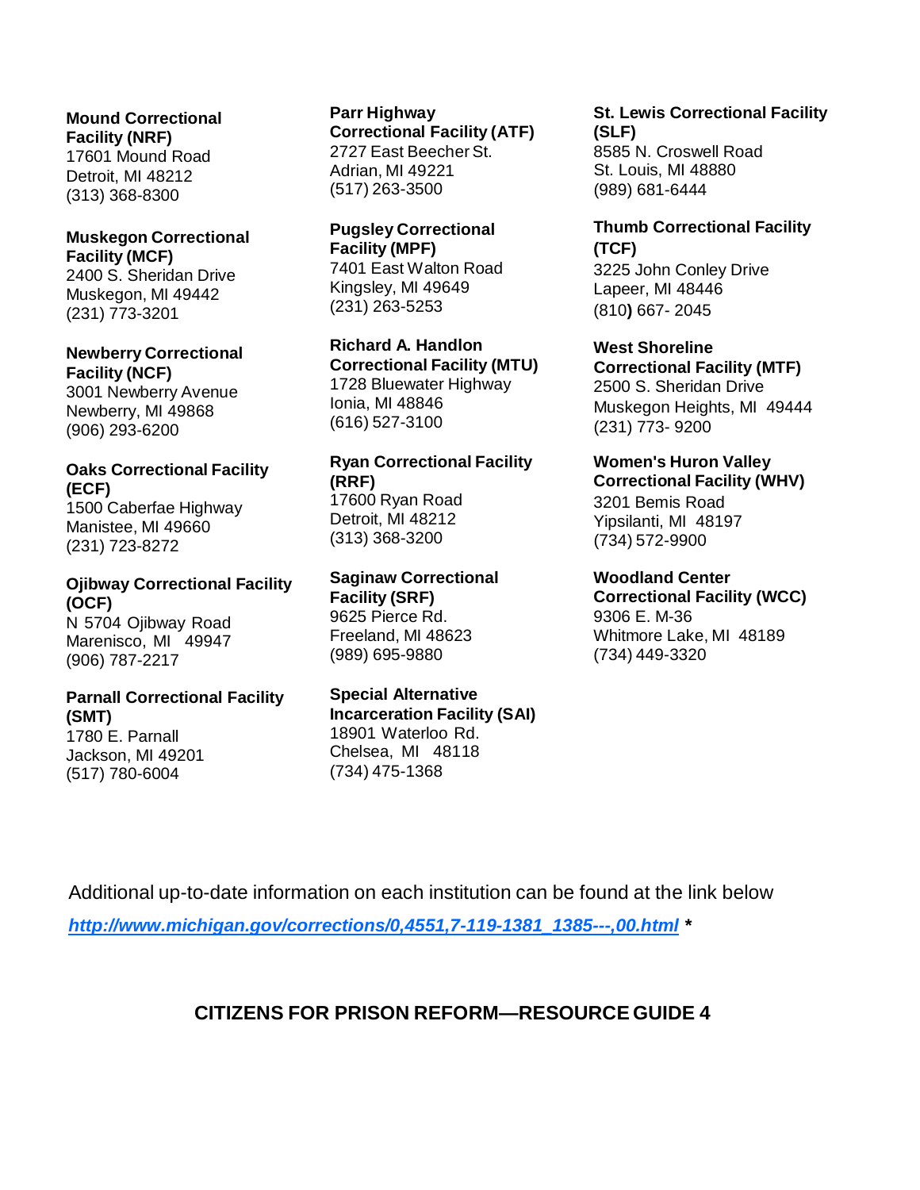**Mound Correctional Facility (NRF)**
17601 Mound Road
Detroit, MI 48212
(313) 368-8300

**Muskegon Correctional Facility (MCF)**
2400 S. Sheridan Drive
Muskegon, MI 49442
(231) 773-3201

**Newberry Correctional Facility (NCF)**
3001 Newberry Avenue
Newberry, MI 49868
(906) 293-6200

**Oaks Correctional Facility (ECF)**
1500 Caberfae Highway
Manistee, MI 49660
(231) 723-8272

**Ojibway Correctional Facility (OCF)**
N 5704 Ojibway Road
Marenisco, MI 49947
(906) 787-2217

**Parnall Correctional Facility (SMT)**
1780 E. Parnall
Jackson, MI 49201
(517) 780-6004

**Parr Highway Correctional Facility (ATF)**
2727 East Beecher St.
Adrian, MI 49221
(517) 263-3500

**Pugsley Correctional Facility (MPF)**
7401 East Walton Road
Kingsley, MI 49649
(231) 263-5253

**Richard A. Handlon Correctional Facility (MTU)**
1728 Bluewater Highway
Ionia, MI 48846
(616) 527-3100

**Ryan Correctional Facility (RRF)**
17600 Ryan Road
Detroit, MI 48212
(313) 368-3200

**Saginaw Correctional Facility (SRF)**
9625 Pierce Rd.
Freeland, MI 48623
(989) 695-9880

**Special Alternative Incarceration Facility (SAI)**
18901 Waterloo Rd.
Chelsea, MI 48118
(734) 475-1368

**St. Lewis Correctional Facility (SLF)**
8585 N. Croswell Road
St. Louis, MI 48880
(989) 681-6444

**Thumb Correctional Facility (TCF)**
3225 John Conley Drive
Lapeer, MI 48446
(810) 667- 2045

**West Shoreline Correctional Facility (MTF)**
2500 S. Sheridan Drive
Muskegon Heights, MI 49444
(231) 773- 9200

**Women's Huron Valley Correctional Facility (WHV)**
3201 Bemis Road
Yipsilanti, MI 48197
(734) 572-9900

**Woodland Center Correctional Facility (WCC)**
9306 E. M-36
Whitmore Lake, MI 48189
(734) 449-3320

Additional up-to-date information on each institution can be found at the link below

***http://www.michigan.gov/corrections/0,4551,7-119-1381_1385---,00.html*** *

**CITIZENS FOR PRISON REFORM—RESOURCE GUIDE 4**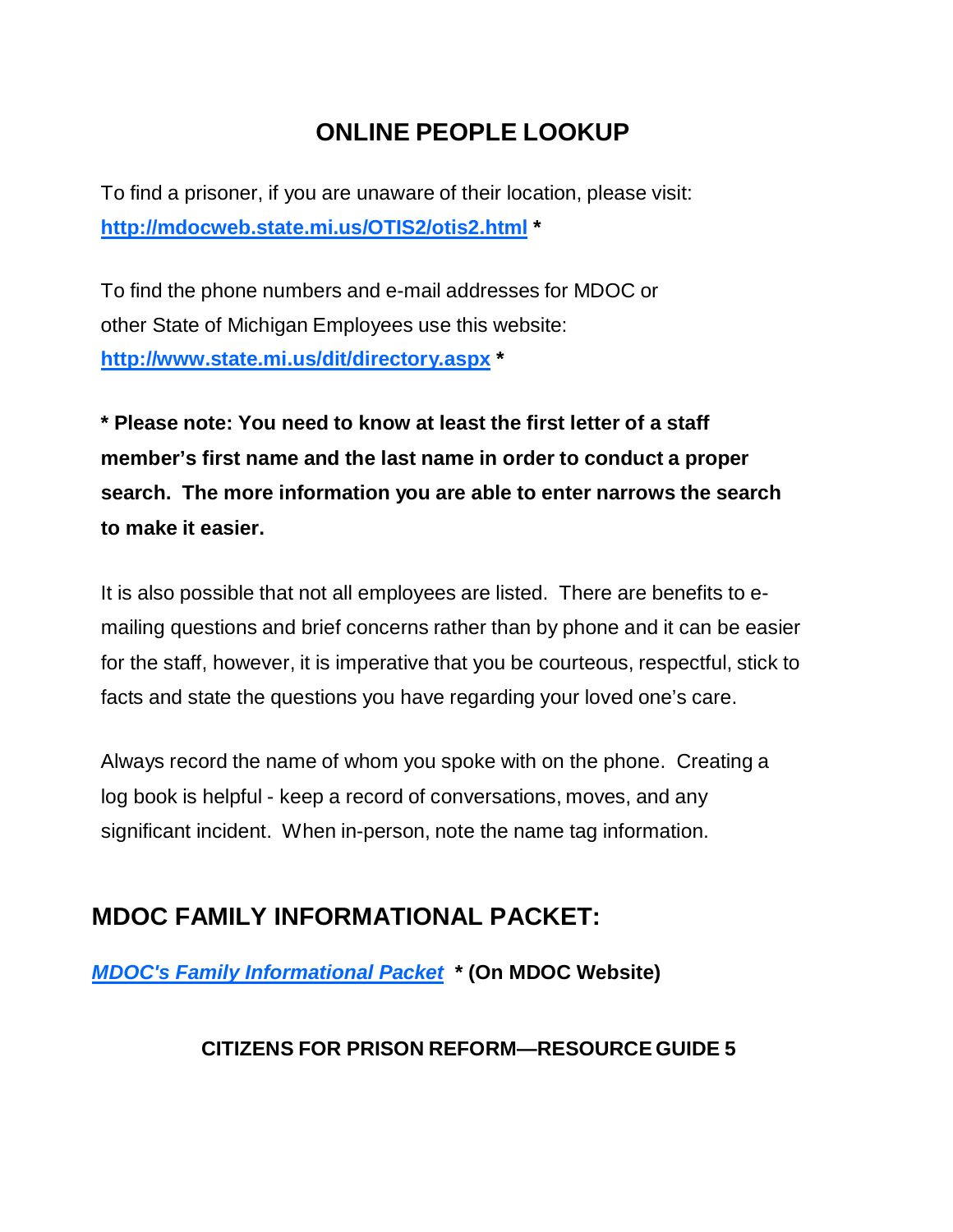## ONLINE PEOPLE LOOKUP

To find a prisoner, if you are unaware of their location, please visit: **http://mdocweb.state.mi.us/OTIS2/otis2.html** *

To find the phone numbers and e-mail addresses for MDOC or other State of Michigan Employees use this website: **http://www.state.mi.us/dit/directory.aspx** *

**\* Please note: You need to know at least the first letter of a staff member's first name and the last name in order to conduct a proper search. The more information you are able to enter narrows the search to make it easier.**

It is also possible that not all employees are listed. There are benefits to e-mailing questions and brief concerns rather than by phone and it can be easier for the staff, however, it is imperative that you be courteous, respectful, stick to facts and state the questions you have regarding your loved one's care.

Always record the name of whom you spoke with on the phone. Creating a log book is helpful - keep a record of conversations, moves, and any significant incident. When in-person, note the name tag information.

## MDOC FAMILY INFORMATIONAL PACKET:

***MDOC's Family Informational Packet*** **\* (On MDOC Website)**

**CITIZENS FOR PRISON REFORM—RESOURCE GUIDE 5**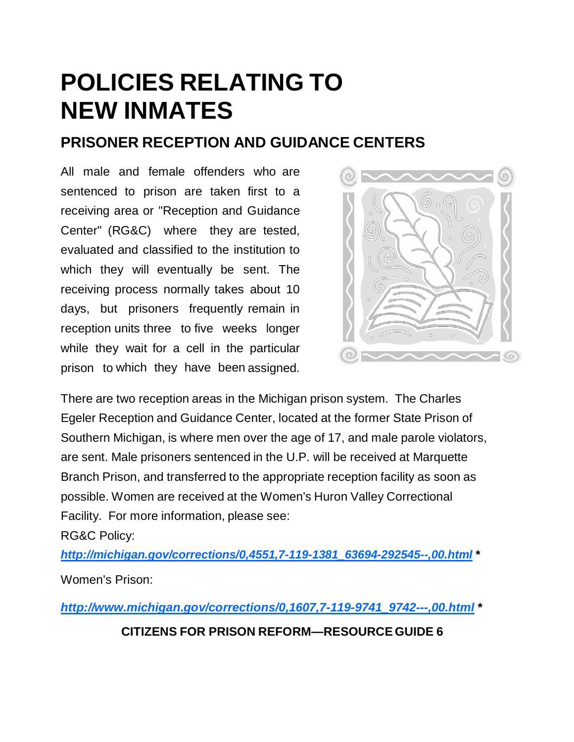# POLICIES RELATING TO NEW INMATES

## PRISONER RECEPTION AND GUIDANCE CENTERS

All male and female offenders who are sentenced to prison are taken first to a receiving area or "Reception and Guidance Center" (RG&C) where they are tested, evaluated and classified to the institution to which they will eventually be sent. The receiving process normally takes about 10 days, but prisoners frequently remain in reception units three to five weeks longer while they wait for a cell in the particular prison to which they have been assigned.

There are two reception areas in the Michigan prison system. The Charles Egeler Reception and Guidance Center, located at the former State Prison of Southern Michigan, is where men over the age of 17, and male parole violators, are sent. Male prisoners sentenced in the U.P. will be received at Marquette Branch Prison, and transferred to the appropriate reception facility as soon as possible. Women are received at the Women's Huron Valley Correctional Facility. For more information, please see:

RG&C Policy:

***http://michigan.gov/corrections/0,4551,7-119-1381_63694-292545--,00.html*** **\***

Women's Prison:

***http://www.michigan.gov/corrections/0,1607,7-119-9741_9742---,00.html*** **\***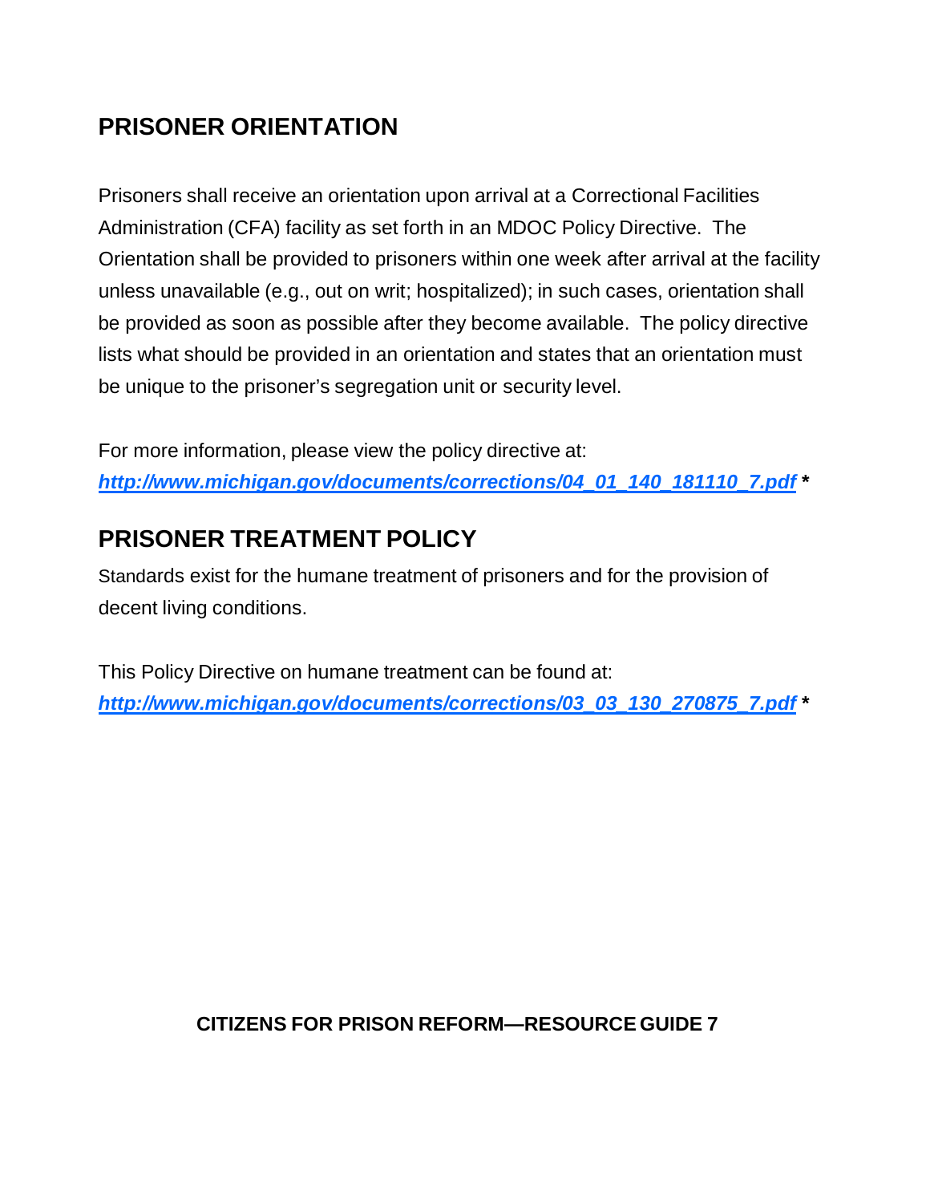## PRISONER ORIENTATION

Prisoners shall receive an orientation upon arrival at a Correctional Facilities Administration (CFA) facility as set forth in an MDOC Policy Directive. The Orientation shall be provided to prisoners within one week after arrival at the facility unless unavailable (e.g., out on writ; hospitalized); in such cases, orientation shall be provided as soon as possible after they become available. The policy directive lists what should be provided in an orientation and states that an orientation must be unique to the prisoner's segregation unit or security level.

For more information, please view the policy directive at:
***http://www.michigan.gov/documents/corrections/04_01_140_181110_7.pdf*** *

## PRISONER TREATMENT POLICY

Standards exist for the humane treatment of prisoners and for the provision of decent living conditions.

This Policy Directive on humane treatment can be found at:
***http://www.michigan.gov/documents/corrections/03_03_130_270875_7.pdf*** *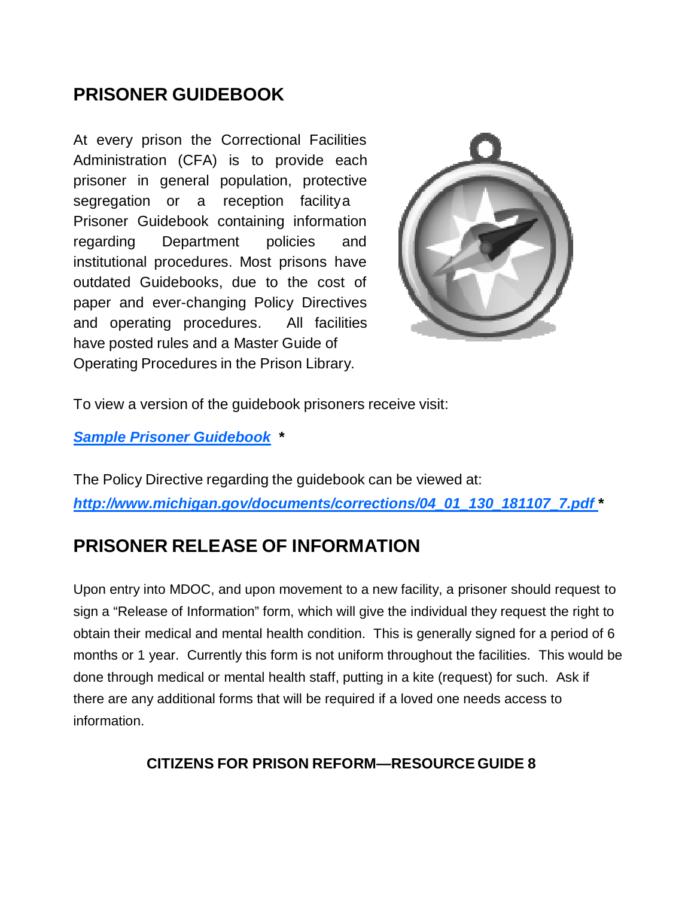## PRISONER GUIDEBOOK

At every prison the Correctional Facilities Administration (CFA) is to provide each prisoner in general population, protective segregation or a reception facility a Prisoner Guidebook containing information regarding Department policies and institutional procedures. Most prisons have outdated Guidebooks, due to the cost of paper and ever-changing Policy Directives and operating procedures. All facilities have posted rules and a Master Guide of Operating Procedures in the Prison Library.

To view a version of the guidebook prisoners receive visit:

***Sample Prisoner Guidebook*** *

The Policy Directive regarding the guidebook can be viewed at:

***http://www.michigan.gov/documents/corrections/04_01_130_181107_7.pdf*** *

## PRISONER RELEASE OF INFORMATION

Upon entry into MDOC, and upon movement to a new facility, a prisoner should request to sign a "Release of Information" form, which will give the individual they request the right to obtain their medical and mental health condition. This is generally signed for a period of 6 months or 1 year. Currently this form is not uniform throughout the facilities. This would be done through medical or mental health staff, putting in a kite (request) for such. Ask if there are any additional forms that will be required if a loved one needs access to information.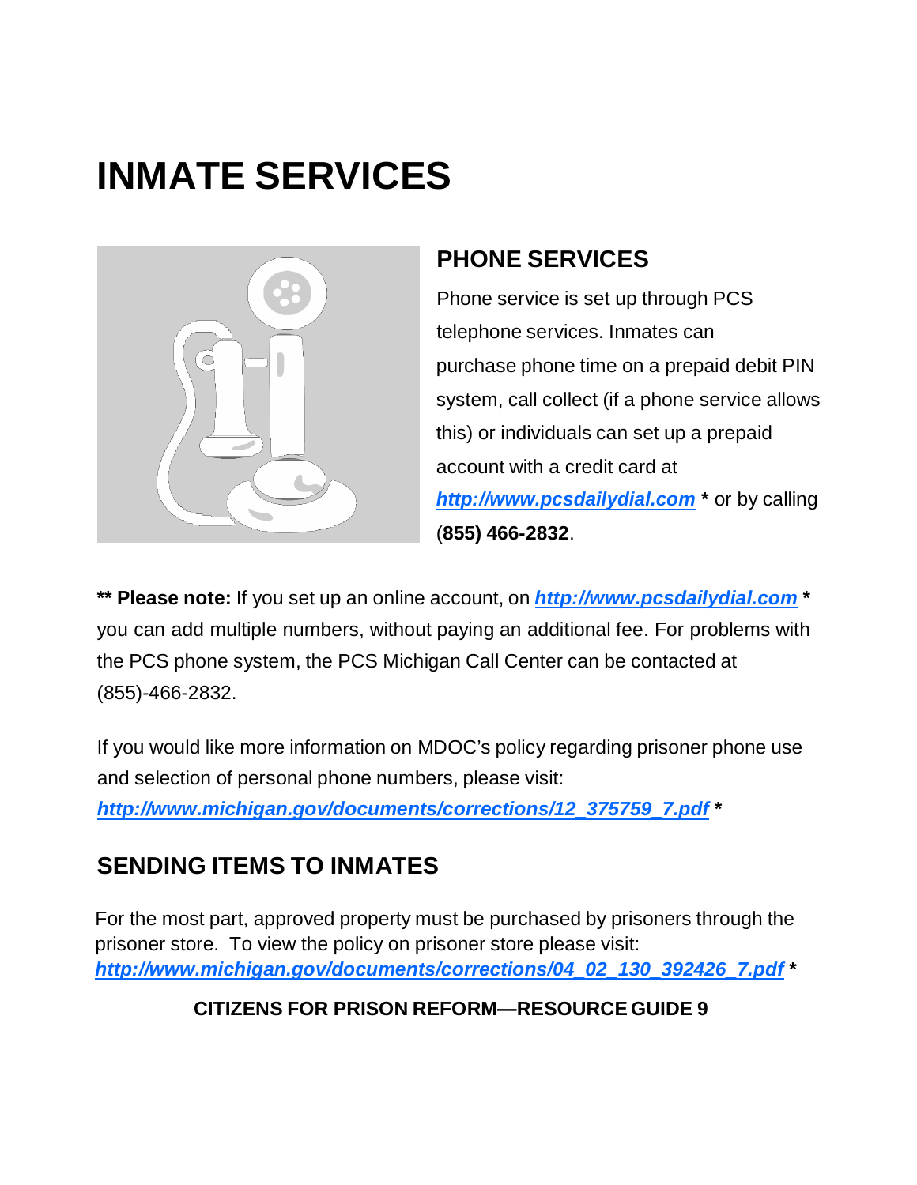# INMATE SERVICES

## PHONE SERVICES

Phone service is set up through PCS telephone services. Inmates can purchase phone time on a prepaid debit PIN system, call collect (if a phone service allows this) or individuals can set up a prepaid account with a credit card at ***http://www.pcsdailydial.com*** **\*** or by calling (**855) 466-2832**.

**\*\* Please note:** If you set up an online account, on ***http://www.pcsdailydial.com*** **\*** you can add multiple numbers, without paying an additional fee. For problems with the PCS phone system, the PCS Michigan Call Center can be contacted at (855)-466-2832.

If you would like more information on MDOC's policy regarding prisoner phone use and selection of personal phone numbers, please visit: ***http://www.michigan.gov/documents/corrections/12_375759_7.pdf*** **\***

## SENDING ITEMS TO INMATES

For the most part, approved property must be purchased by prisoners through the prisoner store. To view the policy on prisoner store please visit: ***http://www.michigan.gov/documents/corrections/04_02_130_392426_7.pdf*** **\***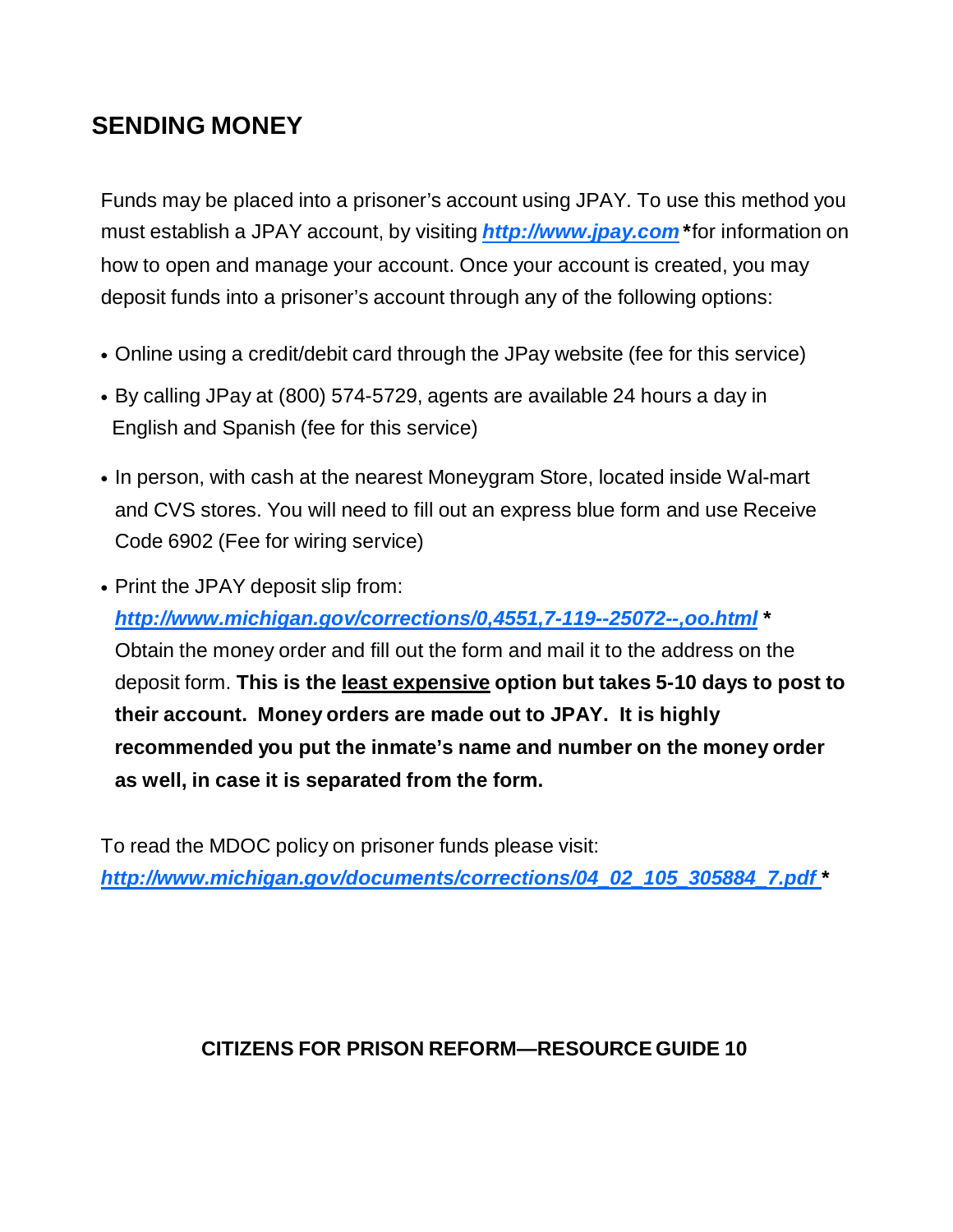## SENDING MONEY

Funds may be placed into a prisoner's account using JPAY. To use this method you must establish a JPAY account, by visiting ***http://www.jpay.com*** *for information on how to open and manage your account. Once your account is created, you may deposit funds into a prisoner's account through any of the following options:

- Online using a credit/debit card through the JPay website (fee for this service)
- By calling JPay at (800) 574-5729, agents are available 24 hours a day in English and Spanish (fee for this service)
- In person, with cash at the nearest Moneygram Store, located inside Wal-mart and CVS stores. You will need to fill out an express blue form and use Receive Code 6902 (Fee for wiring service)
- Print the JPAY deposit slip from: ***http://www.michigan.gov/corrections/0,4551,7-119--25072--,oo.html*** *
  Obtain the money order and fill out the form and mail it to the address on the deposit form. **This is the least expensive option but takes 5-10 days to post to their account. Money orders are made out to JPAY. It is highly recommended you put the inmate's name and number on the money order as well, in case it is separated from the form.**

To read the MDOC policy on prisoner funds please visit:
***http://www.michigan.gov/documents/corrections/04_02_105_305884_7.pdf*** *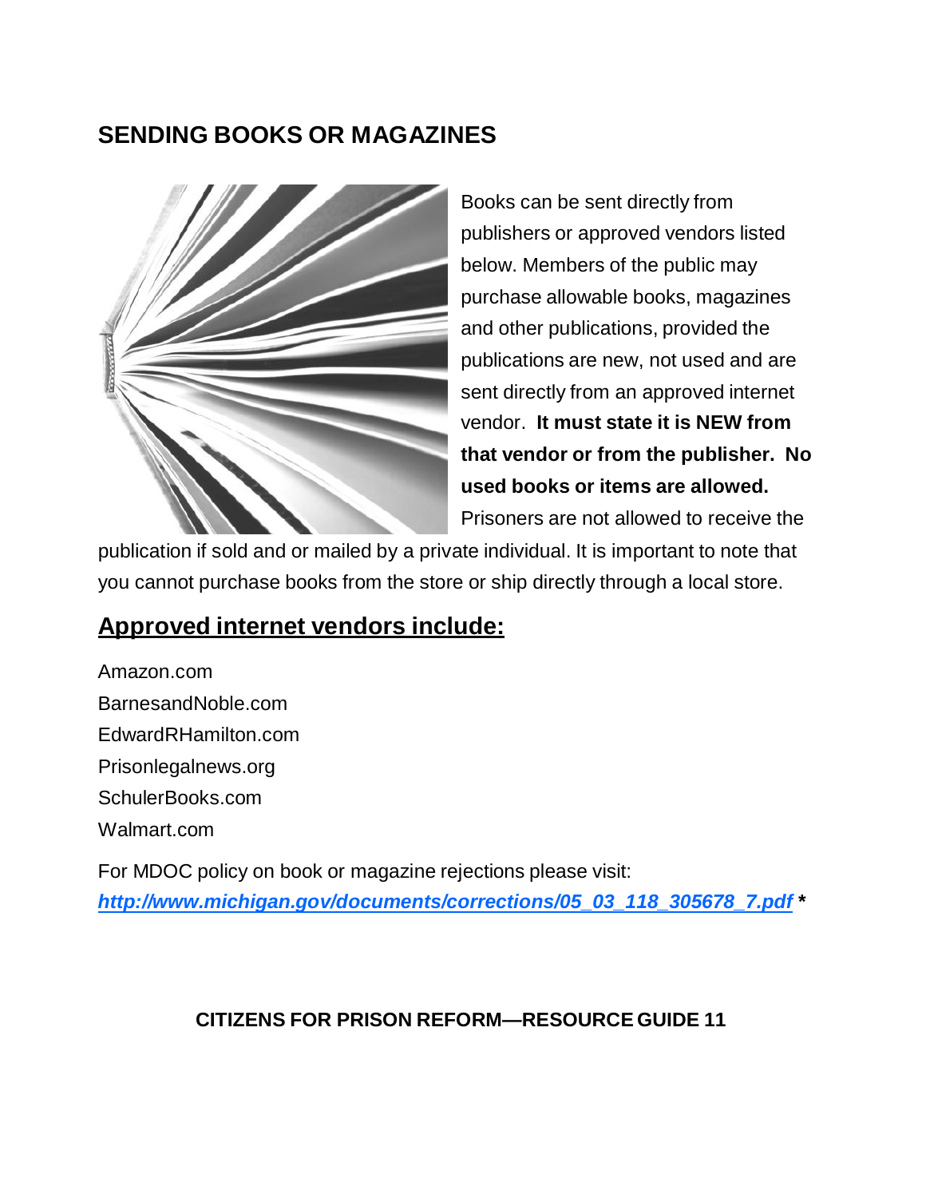## SENDING BOOKS OR MAGAZINES

Books can be sent directly from publishers or approved vendors listed below. Members of the public may purchase allowable books, magazines and other publications, provided the publications are new, not used and are sent directly from an approved internet vendor. **It must state it is NEW from that vendor or from the publisher. No used books or items are allowed.** Prisoners are not allowed to receive the publication if sold and or mailed by a private individual. It is important to note that you cannot purchase books from the store or ship directly through a local store.

### Approved internet vendors include:

Amazon.com
BarnesandNoble.com
EdwardRHamilton.com
Prisonlegalnews.org
SchulerBooks.com
Walmart.com

For MDOC policy on book or magazine rejections please visit:
***http://www.michigan.gov/documents/corrections/05_03_118_305678_7.pdf*** *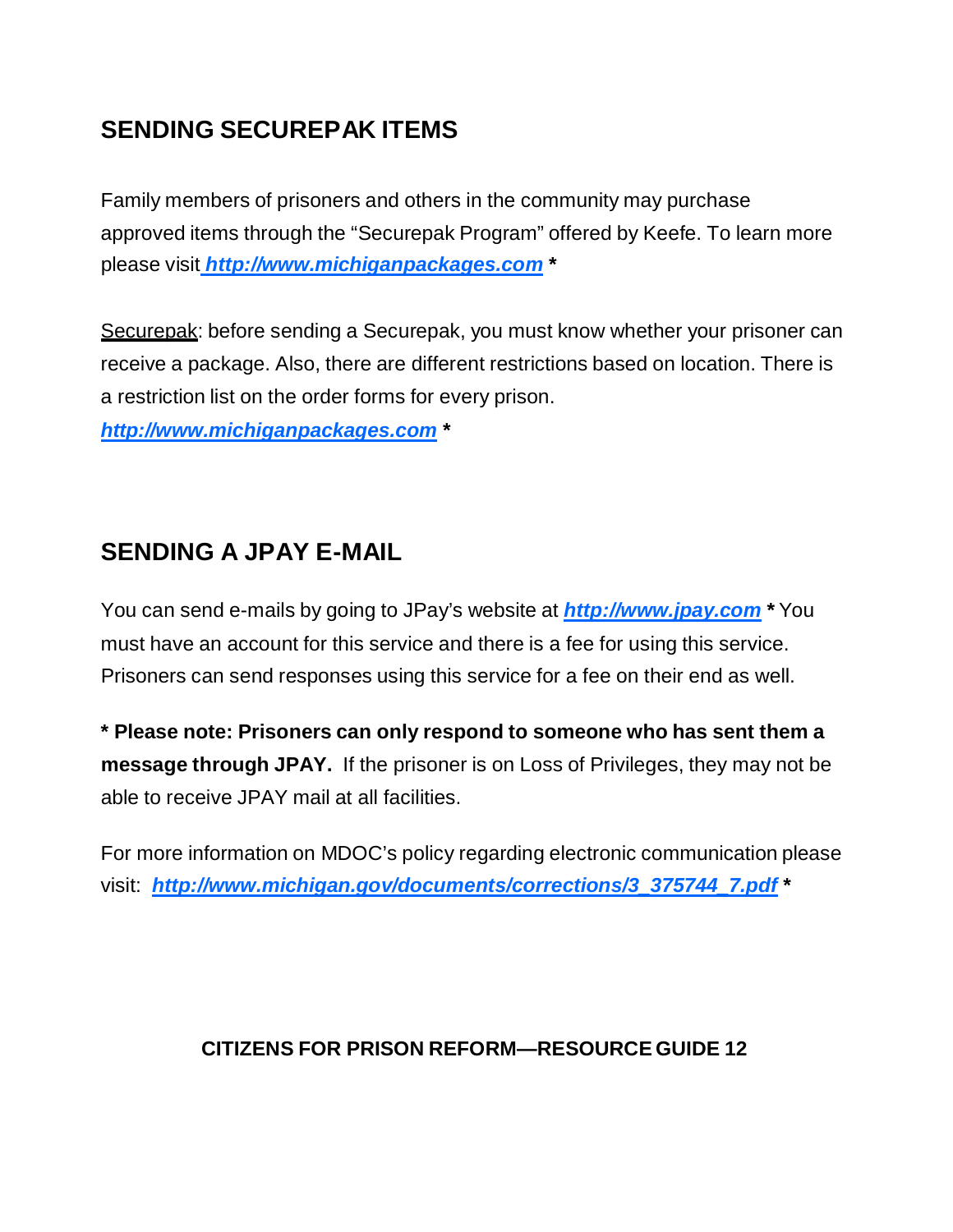## SENDING SECUREPAK ITEMS

Family members of prisoners and others in the community may purchase approved items through the "Securepak Program" offered by Keefe. To learn more please visit [***http://www.michiganpackages.com***](http://www.michiganpackages.com) *

Securepak: before sending a Securepak, you must know whether your prisoner can receive a package. Also, there are different restrictions based on location. There is a restriction list on the order forms for every prison.
[***http://www.michiganpackages.com***](http://www.michiganpackages.com) *

## SENDING A JPAY E-MAIL

You can send e-mails by going to JPay's website at [***http://www.jpay.com***](http://www.jpay.com) * You must have an account for this service and there is a fee for using this service. Prisoners can send responses using this service for a fee on their end as well.

**\* Please note: Prisoners can only respond to someone who has sent them a message through JPAY.** If the prisoner is on Loss of Privileges, they may not be able to receive JPAY mail at all facilities.

For more information on MDOC's policy regarding electronic communication please visit: [***http://www.michigan.gov/documents/corrections/3_375744_7.pdf***](http://www.michigan.gov/documents/corrections/3_375744_7.pdf) *

**CITIZENS FOR PRISON REFORM—RESOURCE GUIDE 12**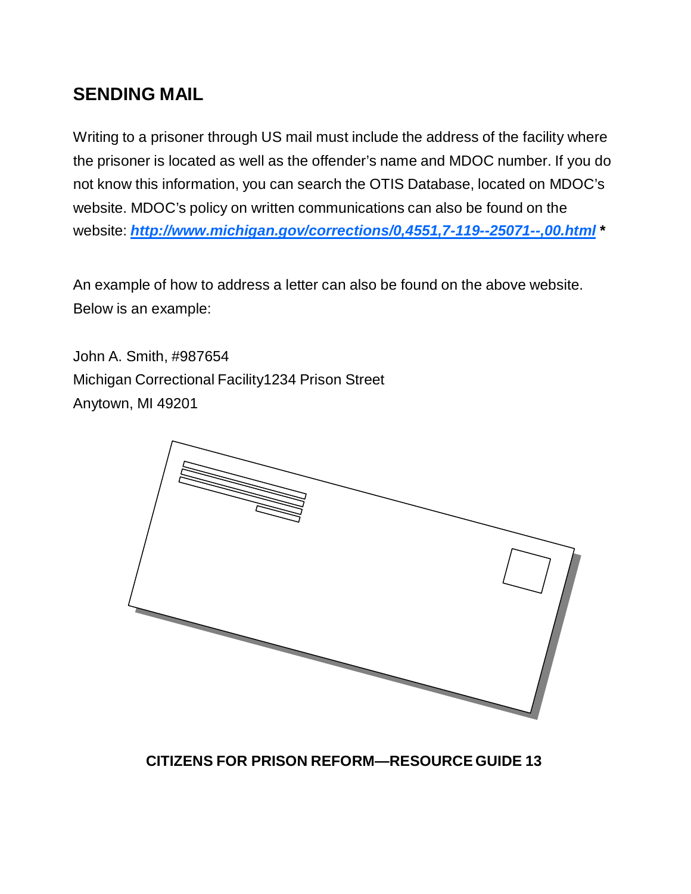## SENDING MAIL

Writing to a prisoner through US mail must include the address of the facility where the prisoner is located as well as the offender's name and MDOC number. If you do not know this information, you can search the OTIS Database, located on MDOC's website. MDOC's policy on written communications can also be found on the website: ***http://www.michigan.gov/corrections/0,4551,7-119--25071--,00.html*** *

An example of how to address a letter can also be found on the above website. Below is an example:

John A. Smith, #987654
Michigan Correctional Facility1234 Prison Street
Anytown, MI 49201

**CITIZENS FOR PRISON REFORM—RESOURCE GUIDE 13**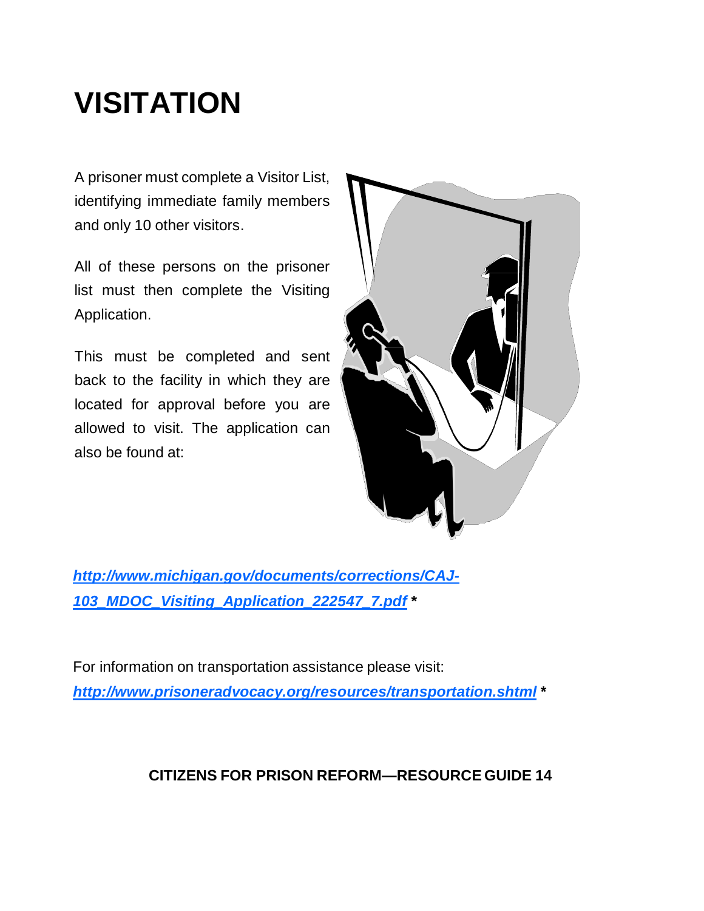# VISITATION

A prisoner must complete a Visitor List, identifying immediate family members and only 10 other visitors.

All of these persons on the prisoner list must then complete the Visiting Application.

This must be completed and sent back to the facility in which they are located for approval before you are allowed to visit. The application can also be found at:

***[http://www.michigan.gov/documents/corrections/CAJ-103_MDOC_Visiting_Application_222547_7.pdf](http://www.michigan.gov/documents/corrections/CAJ-103_MDOC_Visiting_Application_222547_7.pdf)*** *

For information on transportation assistance please visit:
***[http://www.prisoneradvocacy.org/resources/transportation.shtml](http://www.prisoneradvocacy.org/resources/transportation.shtml)*** *

**CITIZENS FOR PRISON REFORM—RESOURCE GUIDE 14**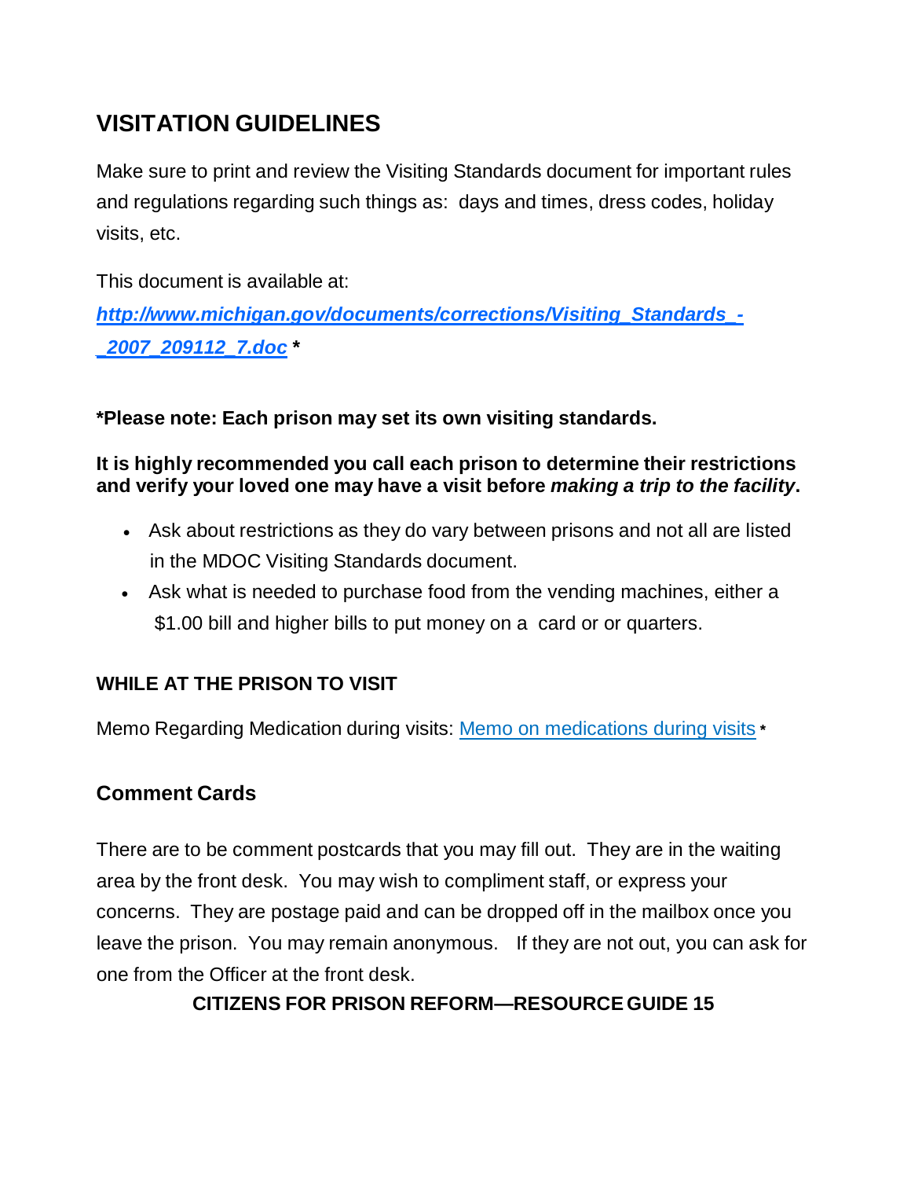## VISITATION GUIDELINES

Make sure to print and review the Visiting Standards document for important rules and regulations regarding such things as: days and times, dress codes, holiday visits, etc.

This document is available at:

***http://www.michigan.gov/documents/corrections/Visiting_Standards_-_2007_209112_7.doc*** **\***

**\*Please note: Each prison may set its own visiting standards.**

**It is highly recommended you call each prison to determine their restrictions and verify your loved one may have a visit before *making a trip to the facility*.**

- Ask about restrictions as they do vary between prisons and not all are listed in the MDOC Visiting Standards document.
- Ask what is needed to purchase food from the vending machines, either a $1.00 bill and higher bills to put money on a card or or quarters.

### WHILE AT THE PRISON TO VISIT

Memo Regarding Medication during visits: Memo on medications during visits **\***

### Comment Cards

There are to be comment postcards that you may fill out. They are in the waiting area by the front desk. You may wish to compliment staff, or express your concerns. They are postage paid and can be dropped off in the mailbox once you leave the prison. You may remain anonymous. If they are not out, you can ask for one from the Officer at the front desk.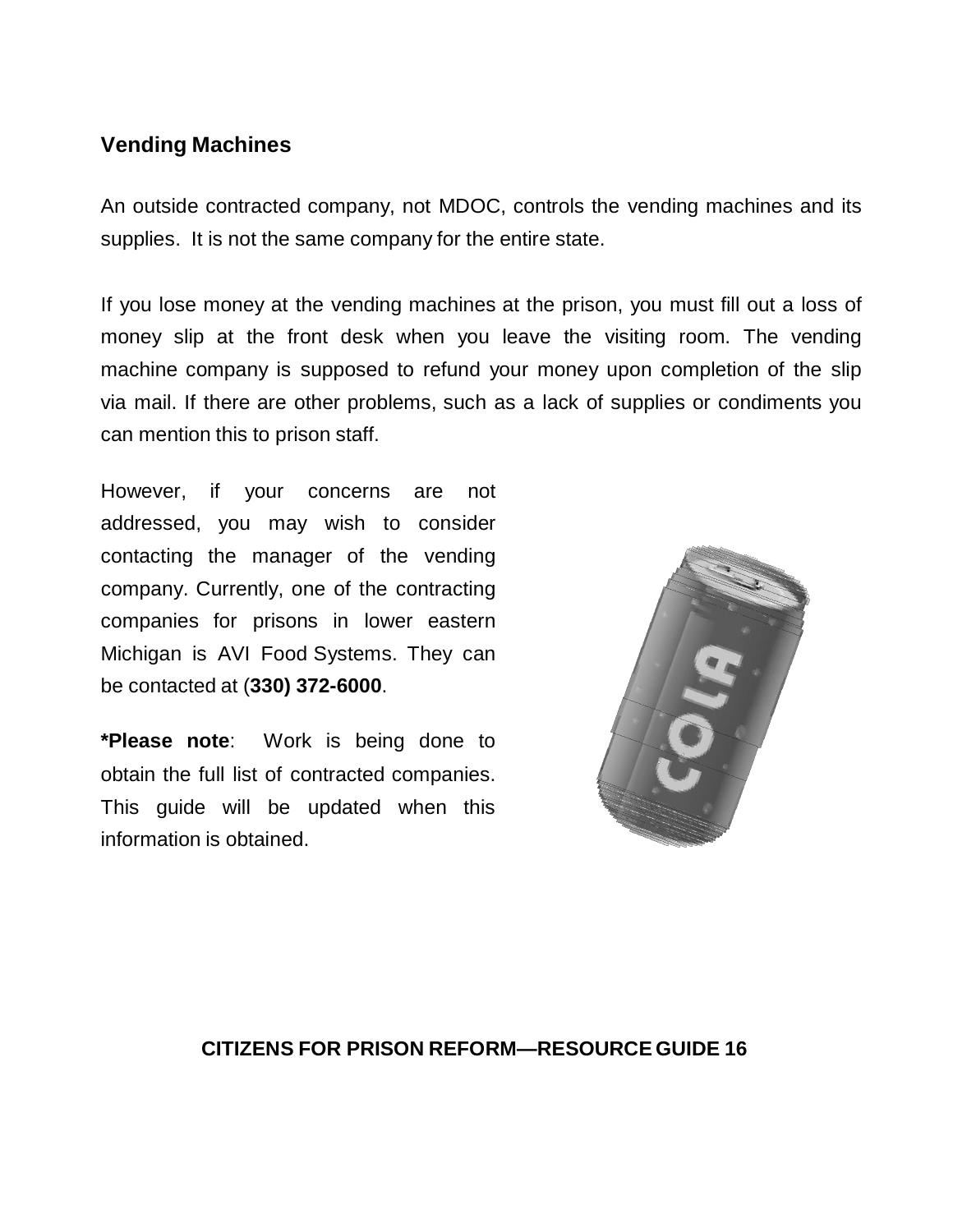## Vending Machines

An outside contracted company, not MDOC, controls the vending machines and its supplies. It is not the same company for the entire state.

If you lose money at the vending machines at the prison, you must fill out a loss of money slip at the front desk when you leave the visiting room. The vending machine company is supposed to refund your money upon completion of the slip via mail. If there are other problems, such as a lack of supplies or condiments you can mention this to prison staff.

However, if your concerns are not addressed, you may wish to consider contacting the manager of the vending company. Currently, one of the contracting companies for prisons in lower eastern Michigan is AVI Food Systems. They can be contacted at (**330) 372-6000**.

***Please note**: Work is being done to obtain the full list of contracted companies. This guide will be updated when this information is obtained.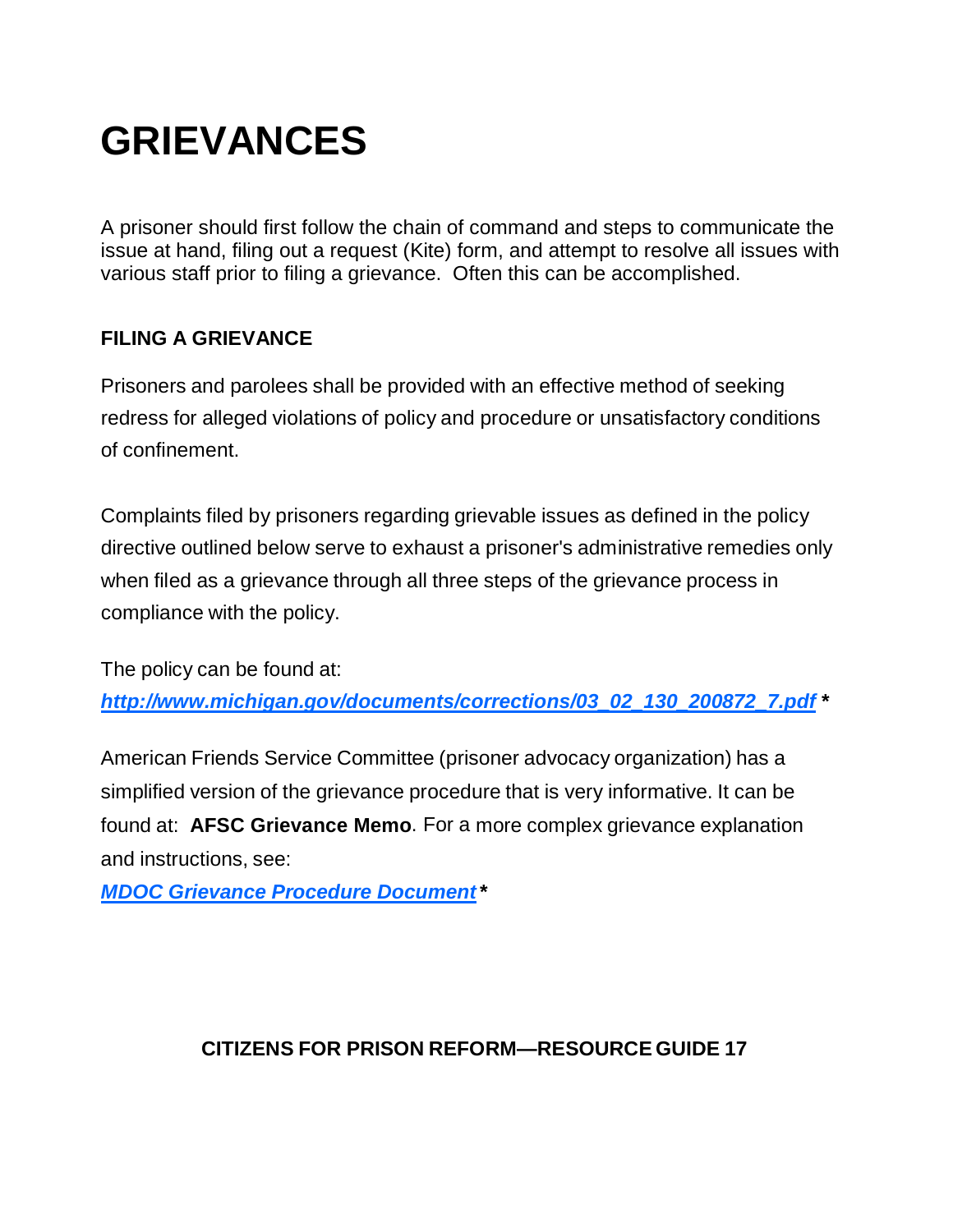# GRIEVANCES

A prisoner should first follow the chain of command and steps to communicate the issue at hand, filing out a request (Kite) form, and attempt to resolve all issues with various staff prior to filing a grievance. Often this can be accomplished.

### FILING A GRIEVANCE

Prisoners and parolees shall be provided with an effective method of seeking redress for alleged violations of policy and procedure or unsatisfactory conditions of confinement.

Complaints filed by prisoners regarding grievable issues as defined in the policy directive outlined below serve to exhaust a prisoner's administrative remedies only when filed as a grievance through all three steps of the grievance process in compliance with the policy.

The policy can be found at:
***http://www.michigan.gov/documents/corrections/03_02_130_200872_7.pdf*** *

American Friends Service Committee (prisoner advocacy organization) has a simplified version of the grievance procedure that is very informative. It can be found at: **AFSC Grievance Memo**. For a more complex grievance explanation and instructions, see:
***MDOC Grievance Procedure Document*** *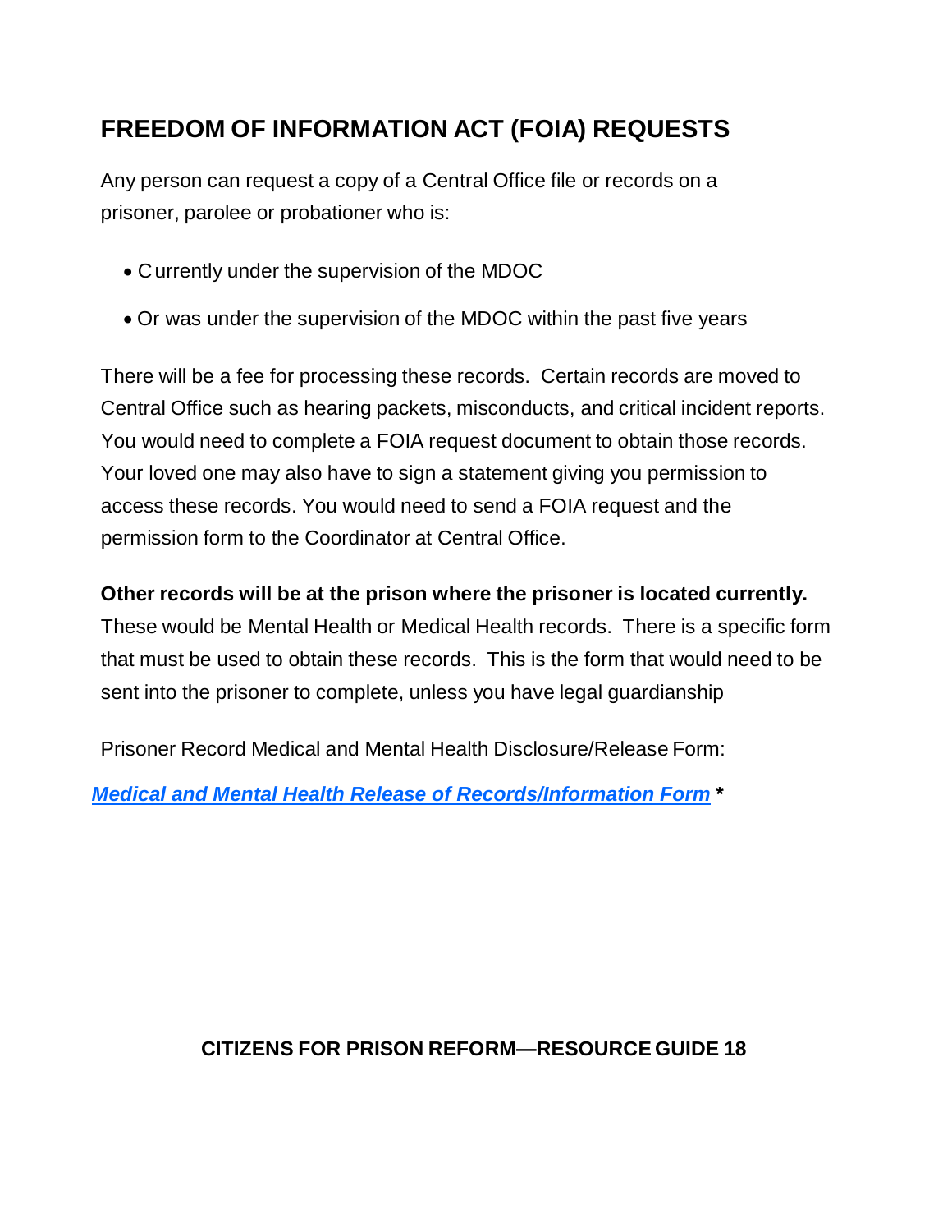## FREEDOM OF INFORMATION ACT (FOIA) REQUESTS

Any person can request a copy of a Central Office file or records on a prisoner, parolee or probationer who is:

- Currently under the supervision of the MDOC
- Or was under the supervision of the MDOC within the past five years

There will be a fee for processing these records. Certain records are moved to Central Office such as hearing packets, misconducts, and critical incident reports. You would need to complete a FOIA request document to obtain those records. Your loved one may also have to sign a statement giving you permission to access these records. You would need to send a FOIA request and the permission form to the Coordinator at Central Office.

**Other records will be at the prison where the prisoner is located currently.** These would be Mental Health or Medical Health records. There is a specific form that must be used to obtain these records. This is the form that would need to be sent into the prisoner to complete, unless you have legal guardianship

Prisoner Record Medical and Mental Health Disclosure/Release Form:

***Medical and Mental Health Release of Records/Information Form* ***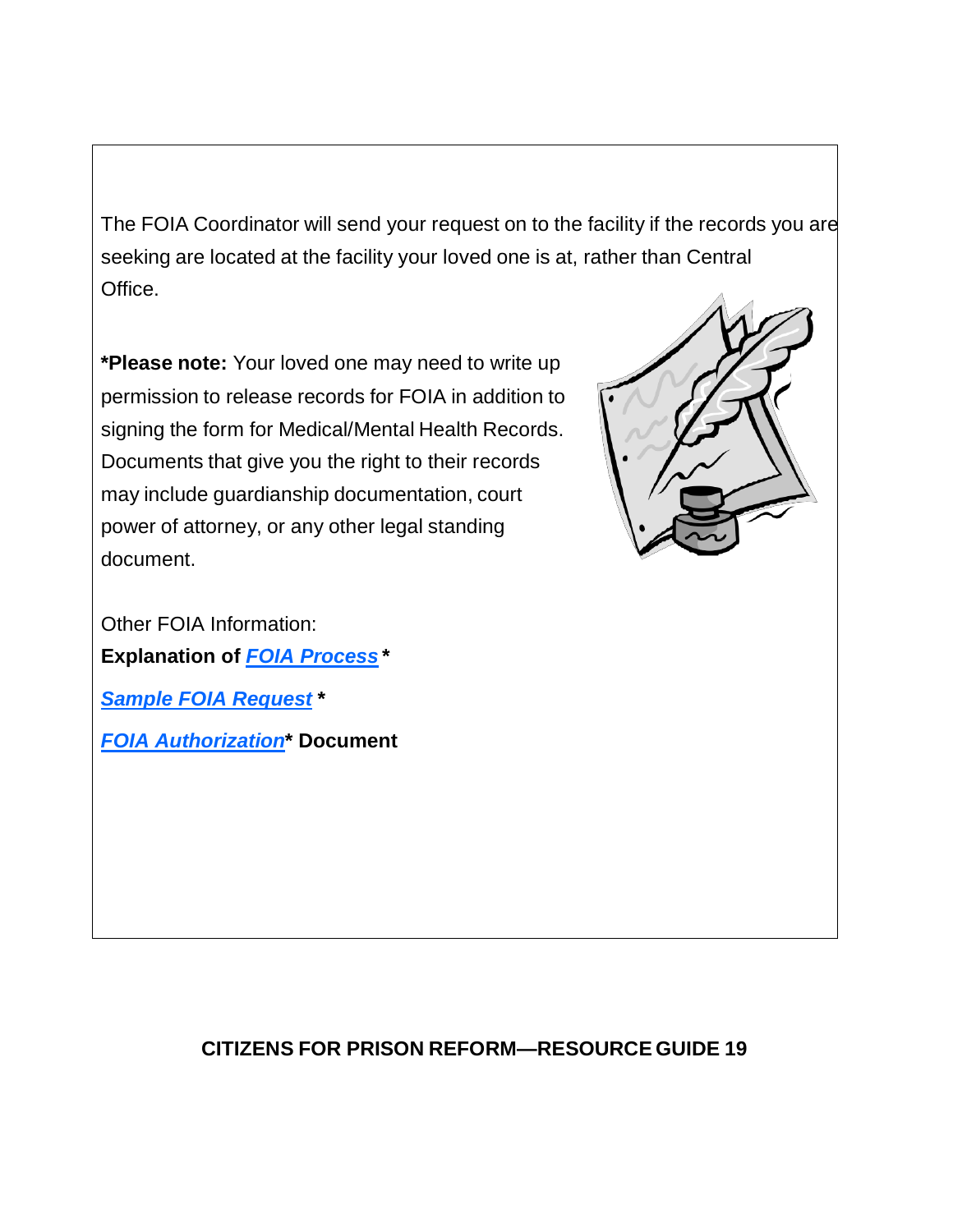The FOIA Coordinator will send your request on to the facility if the records you are seeking are located at the facility your loved one is at, rather than Central Office.

***Please note:** Your loved one may need to write up permission to release records for FOIA in addition to signing the form for Medical/Mental Health Records. Documents that give you the right to their records may include guardianship documentation, court power of attorney, or any other legal standing document.

Other FOIA Information:

**Explanation of *FOIA Process* ***

***Sample FOIA Request* ***

***FOIA Authorization** ***Document**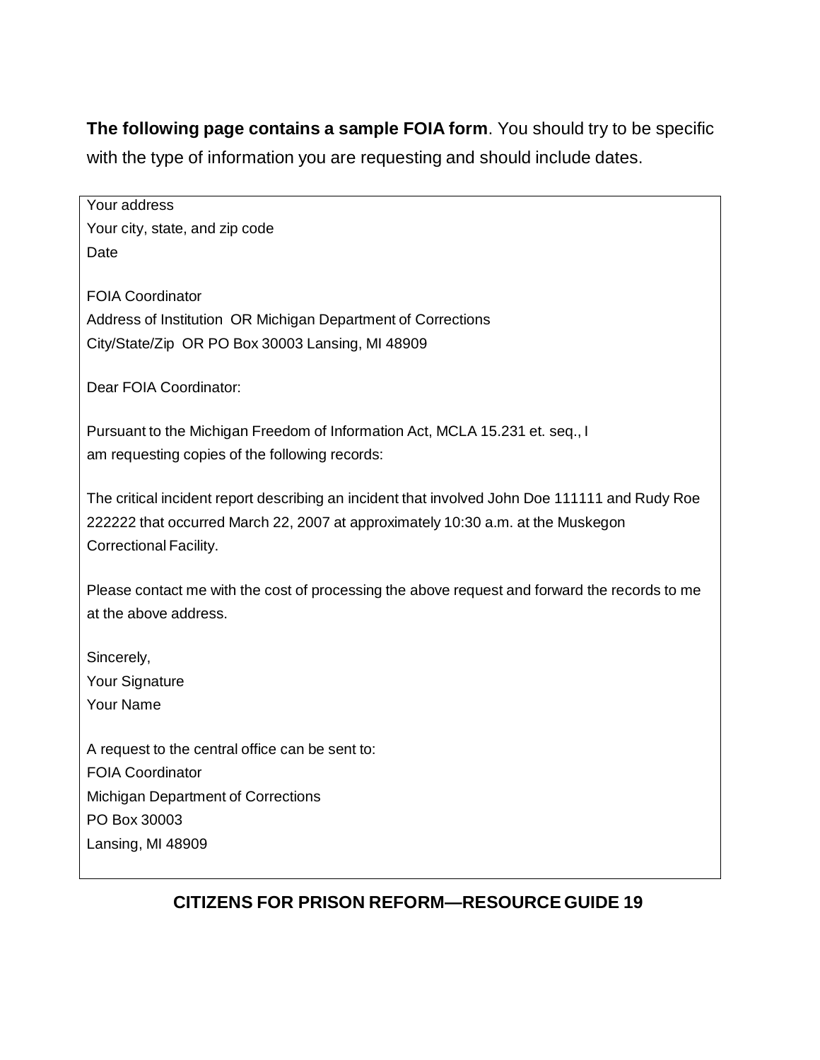**The following page contains a sample FOIA form**. You should try to be specific with the type of information you are requesting and should include dates.

Your address
Your city, state, and zip code
Date

FOIA Coordinator
Address of Institution OR Michigan Department of Corrections
City/State/Zip OR PO Box 30003 Lansing, MI 48909

Dear FOIA Coordinator:

Pursuant to the Michigan Freedom of Information Act, MCLA 15.231 et. seq., I am requesting copies of the following records:

The critical incident report describing an incident that involved John Doe 111111 and Rudy Roe 222222 that occurred March 22, 2007 at approximately 10:30 a.m. at the Muskegon Correctional Facility.

Please contact me with the cost of processing the above request and forward the records to me at the above address.

Sincerely,
Your Signature
Your Name

A request to the central office can be sent to:
FOIA Coordinator
Michigan Department of Corrections
PO Box 30003
Lansing, MI 48909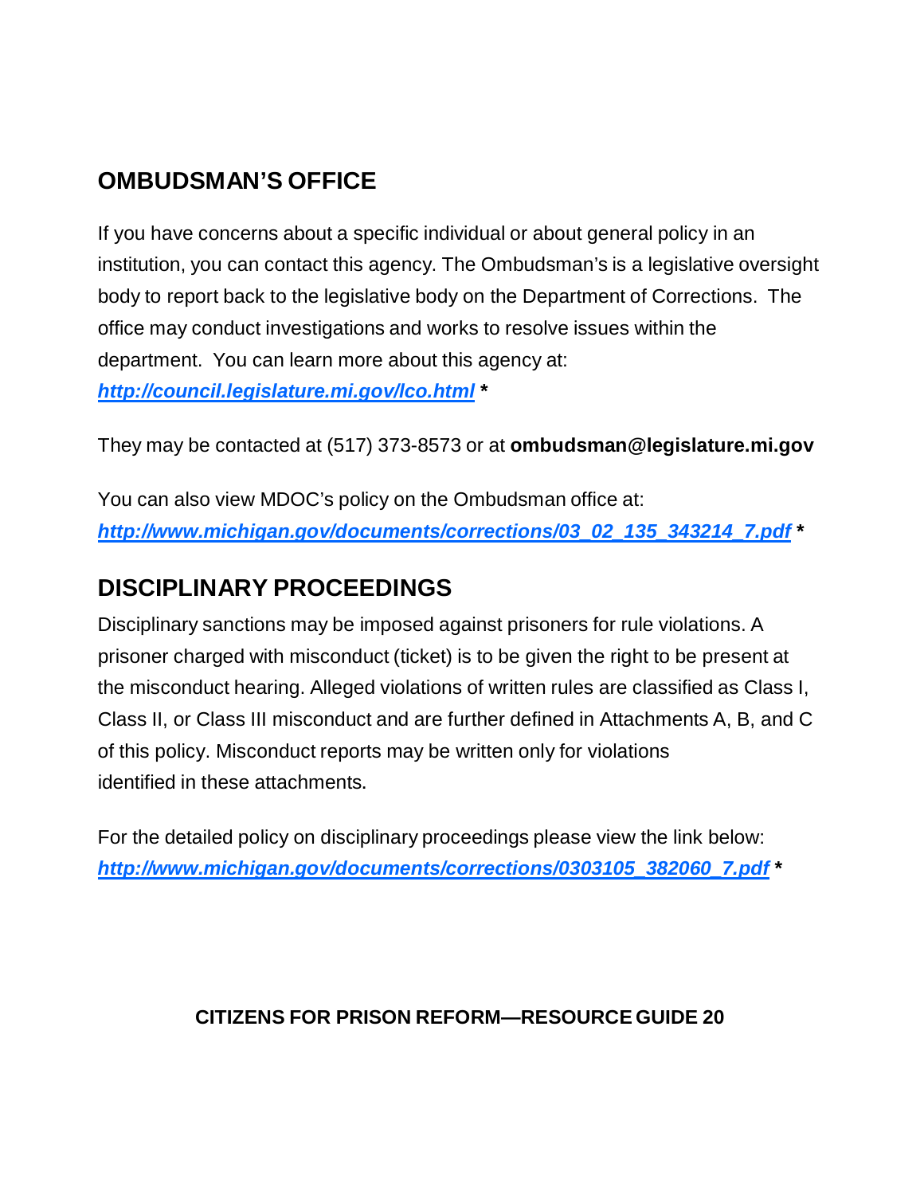## OMBUDSMAN'S OFFICE

If you have concerns about a specific individual or about general policy in an institution, you can contact this agency. The Ombudsman's is a legislative oversight body to report back to the legislative body on the Department of Corrections. The office may conduct investigations and works to resolve issues within the department. You can learn more about this agency at: ***http://council.legislature.mi.gov/lco.html*** *

They may be contacted at (517) 373-8573 or at **ombudsman@legislature.mi.gov**

You can also view MDOC's policy on the Ombudsman office at: ***http://www.michigan.gov/documents/corrections/03_02_135_343214_7.pdf*** *

## DISCIPLINARY PROCEEDINGS

Disciplinary sanctions may be imposed against prisoners for rule violations. A prisoner charged with misconduct (ticket) is to be given the right to be present at the misconduct hearing. Alleged violations of written rules are classified as Class I, Class II, or Class III misconduct and are further defined in Attachments A, B, and C of this policy. Misconduct reports may be written only for violations identified in these attachments.

For the detailed policy on disciplinary proceedings please view the link below: ***http://www.michigan.gov/documents/corrections/0303105_382060_7.pdf*** *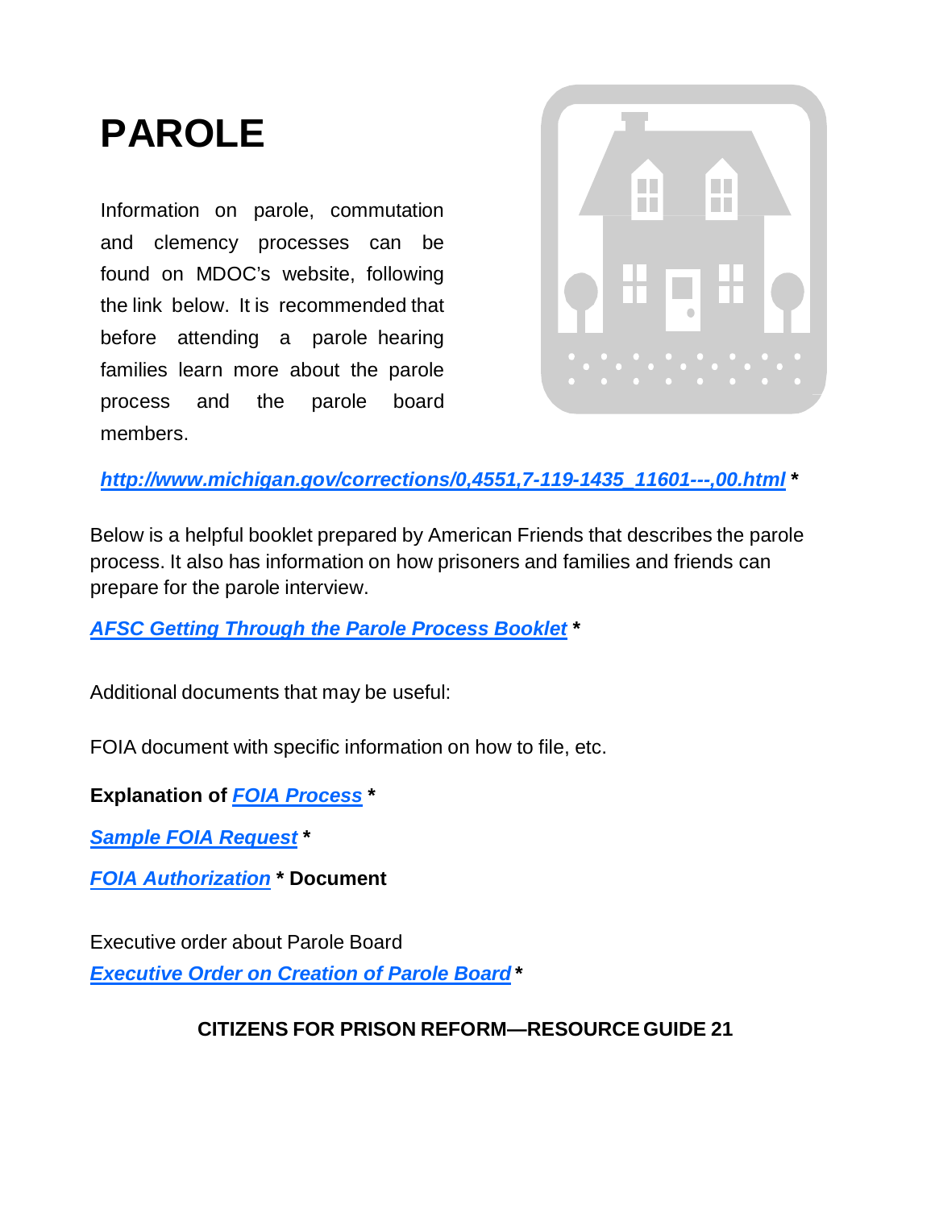# PAROLE

Information on parole, commutation and clemency processes can be found on MDOC's website, following the link below. It is recommended that before attending a parole hearing families learn more about the parole process and the parole board members.

***http://www.michigan.gov/corrections/0,4551,7-119-1435_11601---,00.html*** *

Below is a helpful booklet prepared by American Friends that describes the parole process. It also has information on how prisoners and families and friends can prepare for the parole interview.

***AFSC Getting Through the Parole Process Booklet*** *

Additional documents that may be useful:

FOIA document with specific information on how to file, etc.

**Explanation of *FOIA Process* ***

***Sample FOIA Request*** *

***FOIA Authorization* * Document**

Executive order about Parole Board

***Executive Order on Creation of Parole Board*** *

**CITIZENS FOR PRISON REFORM—RESOURCE GUIDE 21**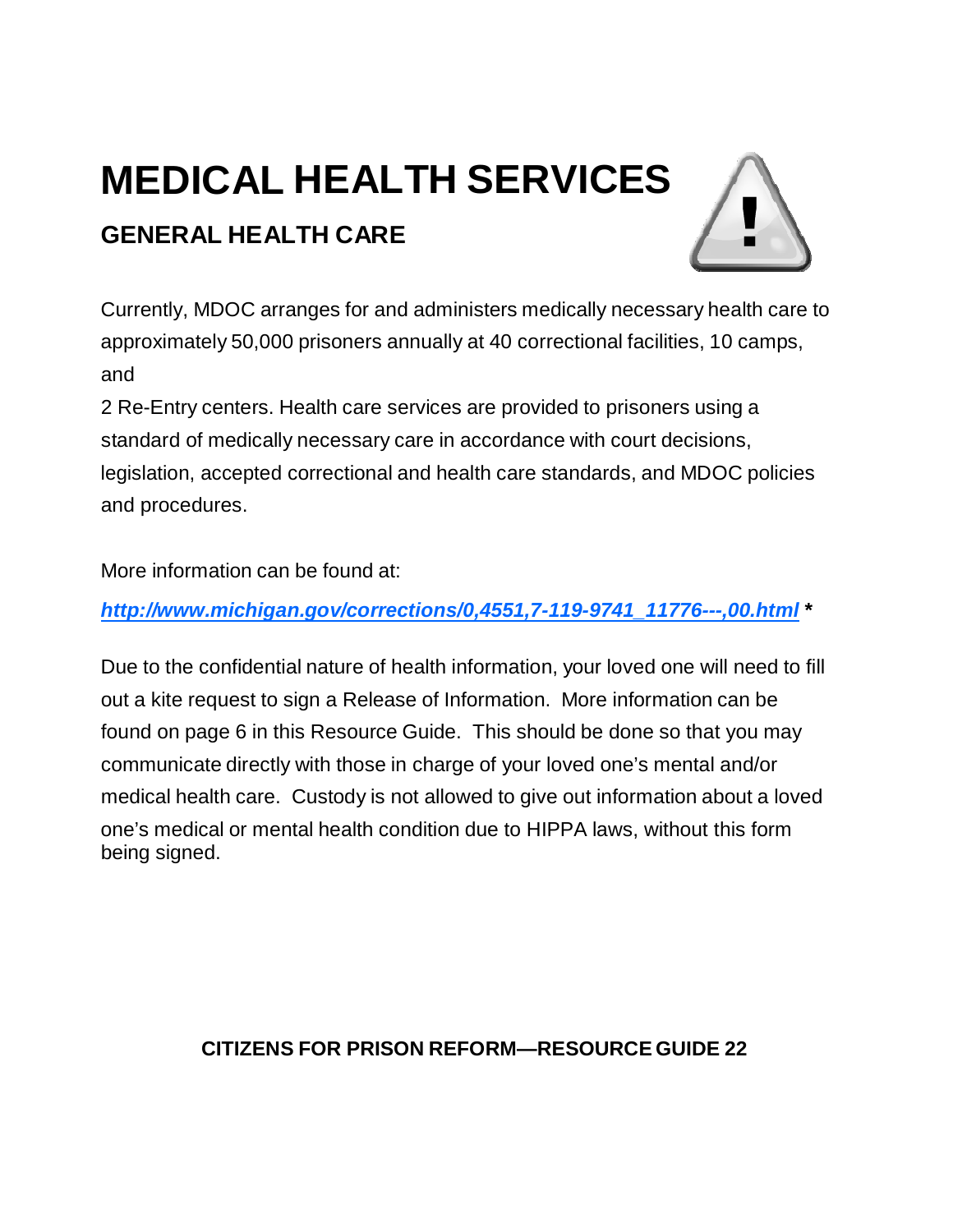# MEDICAL HEALTH SERVICES

## GENERAL HEALTH CARE

Currently, MDOC arranges for and administers medically necessary health care to approximately 50,000 prisoners annually at 40 correctional facilities, 10 camps, and 2 Re-Entry centers. Health care services are provided to prisoners using a standard of medically necessary care in accordance with court decisions, legislation, accepted correctional and health care standards, and MDOC policies and procedures.

More information can be found at:

***http://www.michigan.gov/corrections/0,4551,7-119-9741_11776---,00.html*** **\***

Due to the confidential nature of health information, your loved one will need to fill out a kite request to sign a Release of Information. More information can be found on page 6 in this Resource Guide. This should be done so that you may communicate directly with those in charge of your loved one's mental and/or medical health care. Custody is not allowed to give out information about a loved one's medical or mental health condition due to HIPPA laws, without this form being signed.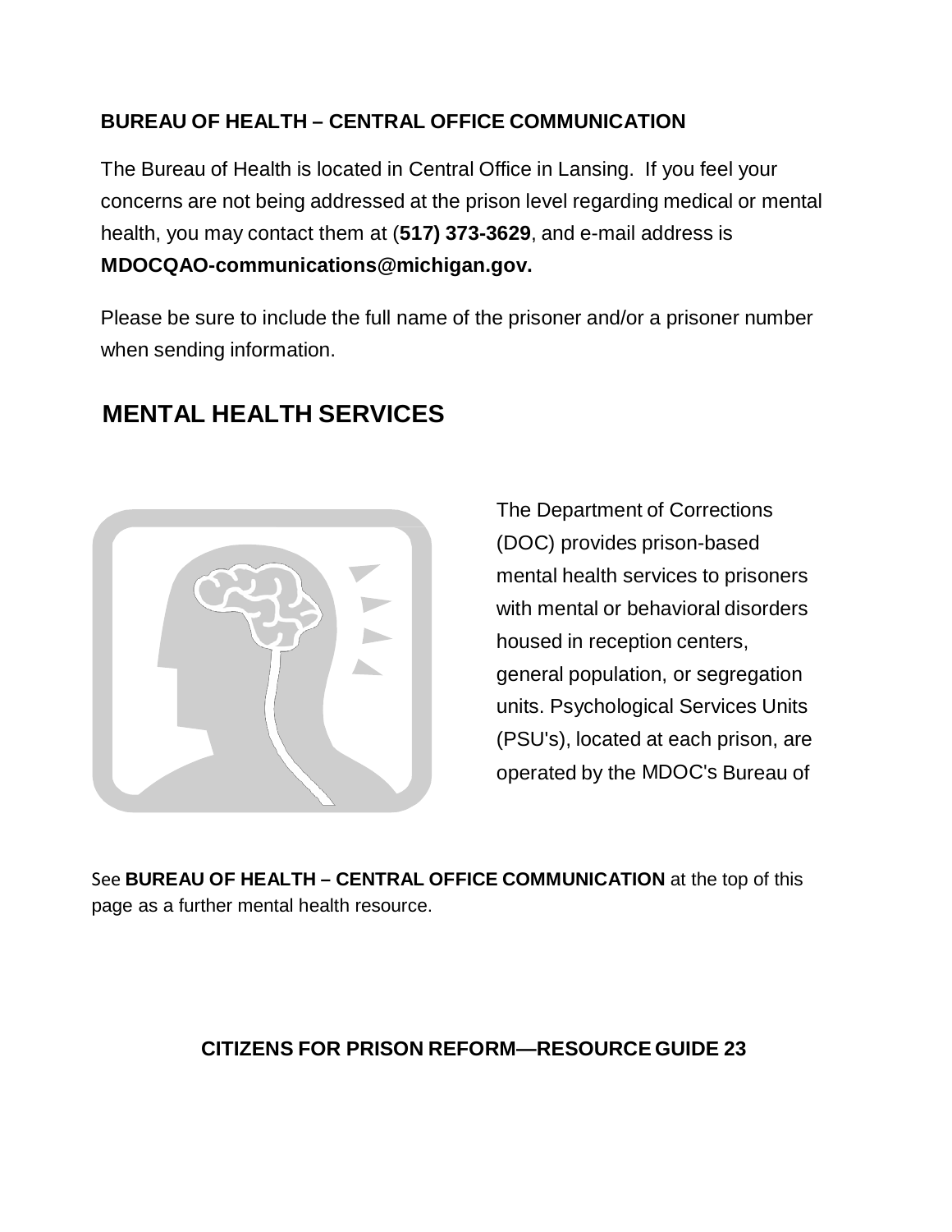**BUREAU OF HEALTH – CENTRAL OFFICE COMMUNICATION**

The Bureau of Health is located in Central Office in Lansing. If you feel your concerns are not being addressed at the prison level regarding medical or mental health, you may contact them at (**517) 373-3629**, and e-mail address is **MDOCQAO-communications@michigan.gov.**

Please be sure to include the full name of the prisoner and/or a prisoner number when sending information.

## MENTAL HEALTH SERVICES

The Department of Corrections (DOC) provides prison-based mental health services to prisoners with mental or behavioral disorders housed in reception centers, general population, or segregation units. Psychological Services Units (PSU's), located at each prison, are operated by the MDOC's Bureau of

See **BUREAU OF HEALTH – CENTRAL OFFICE COMMUNICATION** at the top of this page as a further mental health resource.

**CITIZENS FOR PRISON REFORM—RESOURCE GUIDE 23**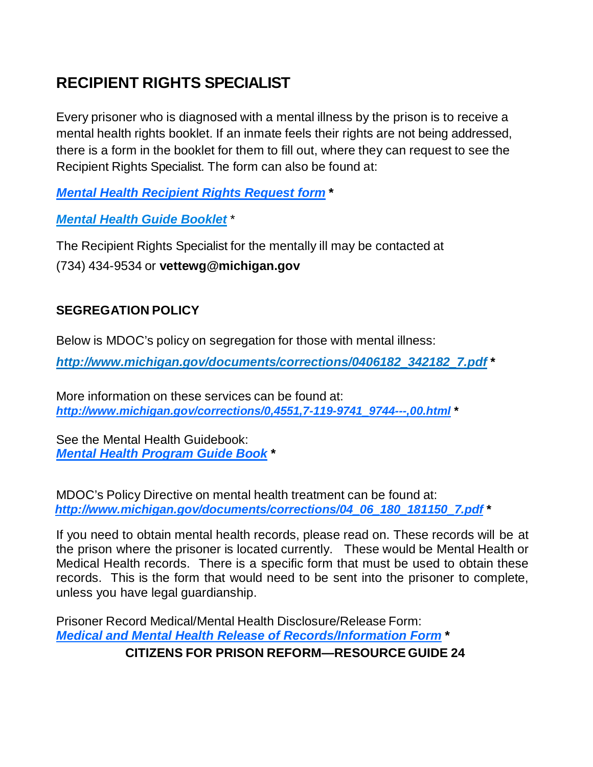## RECIPIENT RIGHTS SPECIALIST

Every prisoner who is diagnosed with a mental illness by the prison is to receive a mental health rights booklet. If an inmate feels their rights are not being addressed, there is a form in the booklet for them to fill out, where they can request to see the Recipient Rights Specialist. The form can also be found at:

***Mental Health Recipient Rights Request form*** **\***

***Mental Health Guide Booklet*** *

The Recipient Rights Specialist for the mentally ill may be contacted at
(734) 434-9534 or **vettewg@michigan.gov**

### SEGREGATION POLICY

Below is MDOC's policy on segregation for those with mental illness:

***http://www.michigan.gov/documents/corrections/0406182_342182_7.pdf*** **\***

More information on these services can be found at:
***http://www.michigan.gov/corrections/0,4551,7-119-9741_9744---,00.html*** **\***

See the Mental Health Guidebook:
***Mental Health Program Guide Book*** **\***

MDOC's Policy Directive on mental health treatment can be found at:
***http://www.michigan.gov/documents/corrections/04_06_180_181150_7.pdf*** **\***

If you need to obtain mental health records, please read on. These records will be at the prison where the prisoner is located currently. These would be Mental Health or Medical Health records. There is a specific form that must be used to obtain these records. This is the form that would need to be sent into the prisoner to complete, unless you have legal guardianship.

Prisoner Record Medical/Mental Health Disclosure/Release Form:
***Medical and Mental Health Release of Records/Information Form*** **\***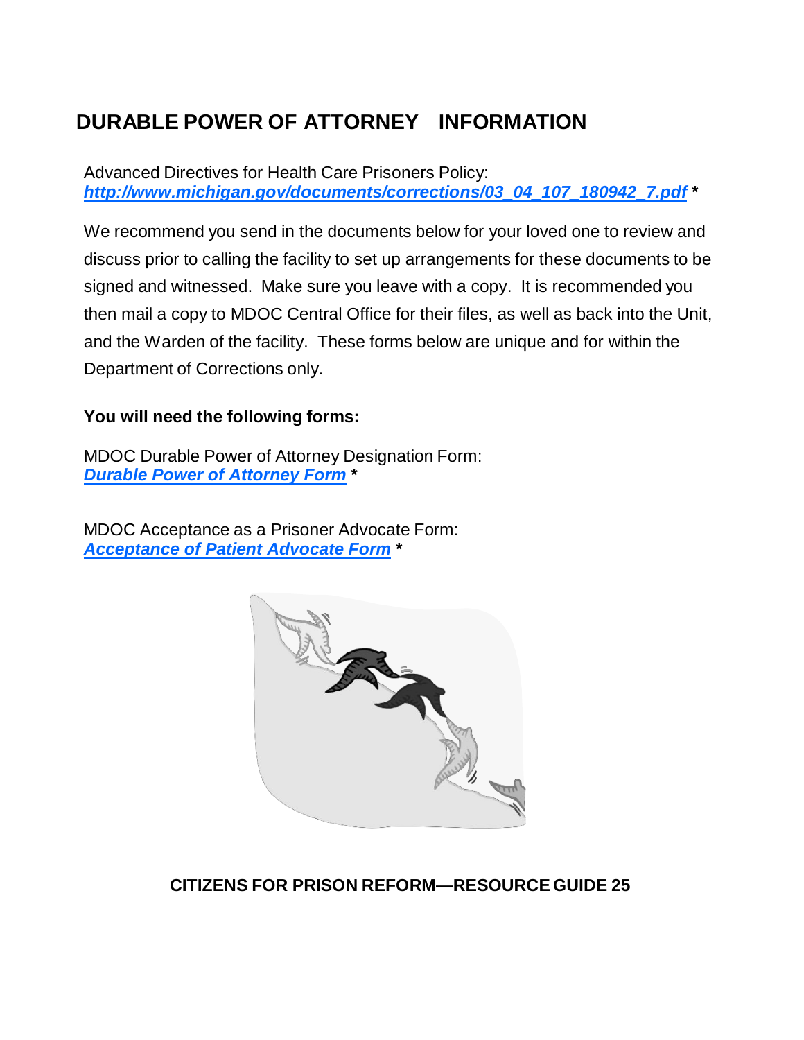# DURABLE POWER OF ATTORNEY INFORMATION

Advanced Directives for Health Care Prisoners Policy:
***http://www.michigan.gov/documents/corrections/03_04_107_180942_7.pdf*** **\***

We recommend you send in the documents below for your loved one to review and discuss prior to calling the facility to set up arrangements for these documents to be signed and witnessed. Make sure you leave with a copy. It is recommended you then mail a copy to MDOC Central Office for their files, as well as back into the Unit, and the Warden of the facility. These forms below are unique and for within the Department of Corrections only.

**You will need the following forms:**

MDOC Durable Power of Attorney Designation Form:
***Durable Power of Attorney Form*** **\***

MDOC Acceptance as a Prisoner Advocate Form:
***Acceptance of Patient Advocate Form*** **\***

**CITIZENS FOR PRISON REFORM—RESOURCE GUIDE 25**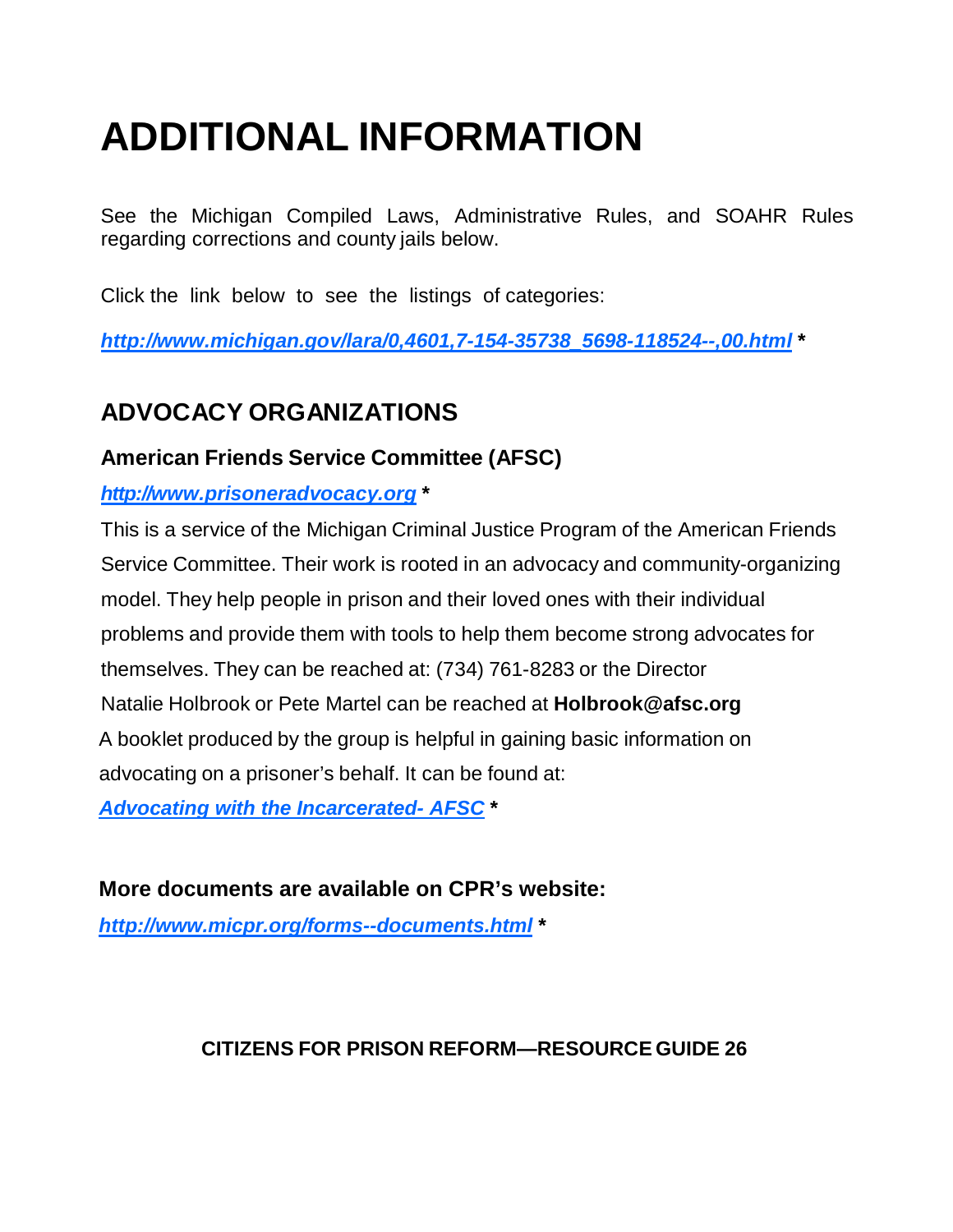# ADDITIONAL INFORMATION

See the Michigan Compiled Laws, Administrative Rules, and SOAHR Rules regarding corrections and county jails below.

Click the link below to see the listings of categories:

***http://www.michigan.gov/lara/0,4601,7-154-35738_5698-118524--,00.html*** **\***

## ADVOCACY ORGANIZATIONS

### American Friends Service Committee (AFSC)

***http://www.prisoneradvocacy.org*** **\***

This is a service of the Michigan Criminal Justice Program of the American Friends Service Committee. Their work is rooted in an advocacy and community-organizing model. They help people in prison and their loved ones with their individual problems and provide them with tools to help them become strong advocates for themselves. They can be reached at: (734) 761-8283 or the Director Natalie Holbrook or Pete Martel can be reached at **Holbrook@afsc.org**

A booklet produced by the group is helpful in gaining basic information on advocating on a prisoner's behalf. It can be found at:

***Advocating with the Incarcerated- AFSC*** **\***

**More documents are available on CPR's website:**

***http://www.micpr.org/forms--documents.html*** **\***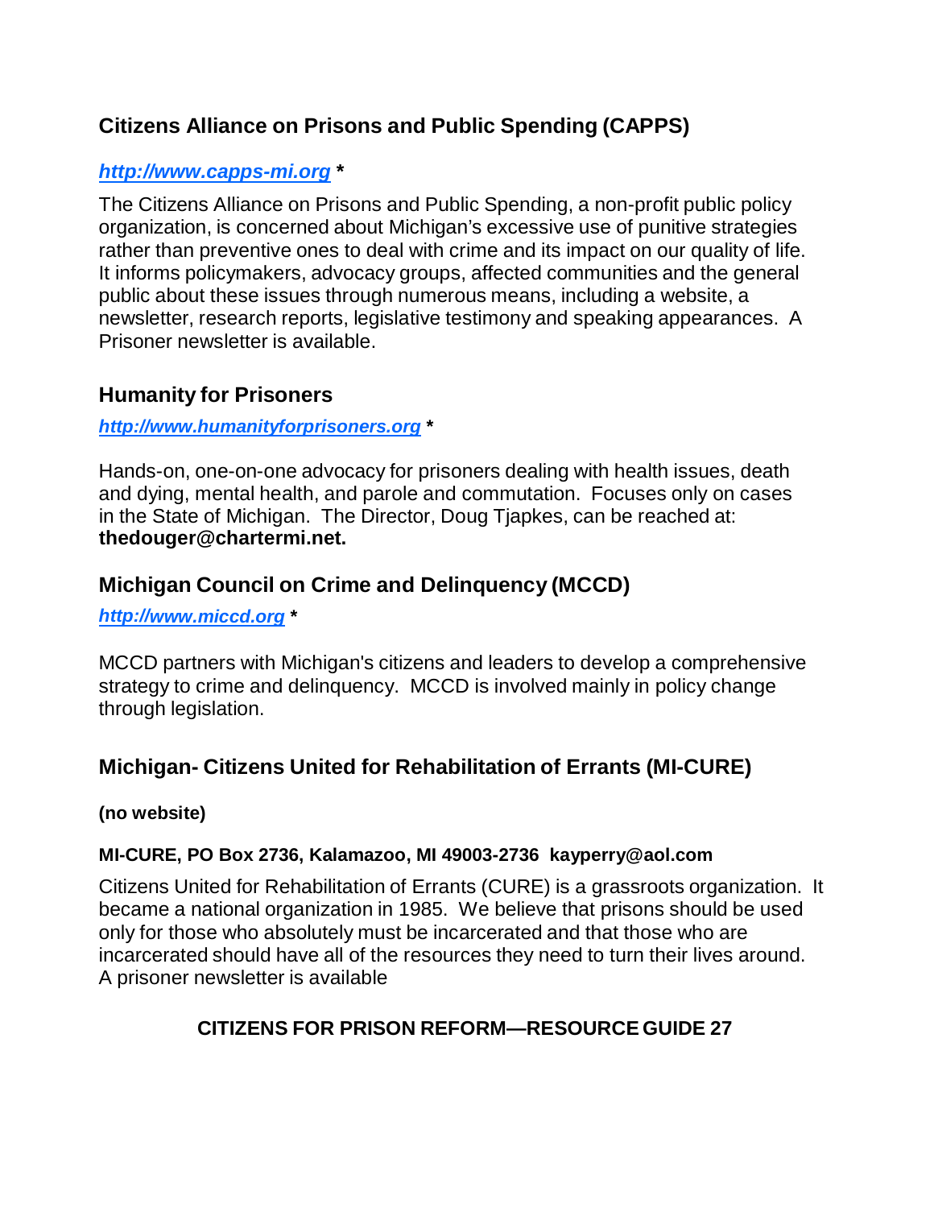## Citizens Alliance on Prisons and Public Spending (CAPPS)

***http://www.capps-mi.org*** **\***

The Citizens Alliance on Prisons and Public Spending, a non-profit public policy organization, is concerned about Michigan's excessive use of punitive strategies rather than preventive ones to deal with crime and its impact on our quality of life. It informs policymakers, advocacy groups, affected communities and the general public about these issues through numerous means, including a website, a newsletter, research reports, legislative testimony and speaking appearances. A Prisoner newsletter is available.

## Humanity for Prisoners

***http://www.humanityforprisoners.org*** **\***

Hands-on, one-on-one advocacy for prisoners dealing with health issues, death and dying, mental health, and parole and commutation. Focuses only on cases in the State of Michigan. The Director, Doug Tjapkes, can be reached at: **thedouger@chartermi.net.**

## Michigan Council on Crime and Delinquency (MCCD)

***http://www.miccd.org*** **\***

MCCD partners with Michigan's citizens and leaders to develop a comprehensive strategy to crime and delinquency. MCCD is involved mainly in policy change through legislation.

## Michigan- Citizens United for Rehabilitation of Errants (MI-CURE)

**(no website)**

**MI-CURE, PO Box 2736, Kalamazoo, MI 49003-2736 kayperry@aol.com**

Citizens United for Rehabilitation of Errants (CURE) is a grassroots organization. It became a national organization in 1985. We believe that prisons should be used only for those who absolutely must be incarcerated and that those who are incarcerated should have all of the resources they need to turn their lives around. A prisoner newsletter is available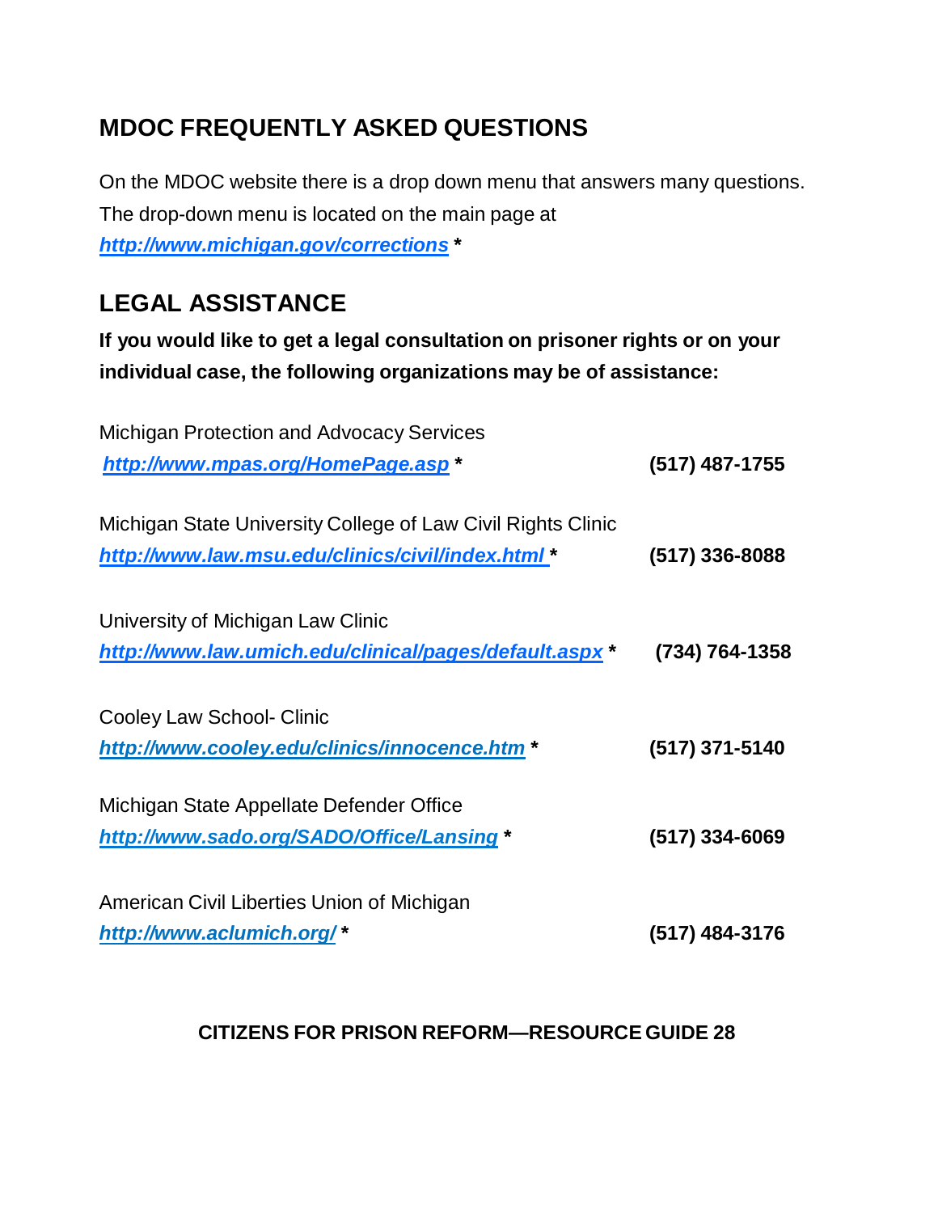## MDOC FREQUENTLY ASKED QUESTIONS

On the MDOC website there is a drop down menu that answers many questions. The drop-down menu is located on the main page at ***http://www.michigan.gov/corrections*** *

## LEGAL ASSISTANCE

**If you would like to get a legal consultation on prisoner rights or on your individual case, the following organizations may be of assistance:**

Michigan Protection and Advocacy Services
***http://www.mpas.org/HomePage.asp*** * **(517) 487-1755**

Michigan State University College of Law Civil Rights Clinic
***http://www.law.msu.edu/clinics/civil/index.html*** * **(517) 336-8088**

University of Michigan Law Clinic
***http://www.law.umich.edu/clinical/pages/default.aspx*** * **(734) 764-1358**

Cooley Law School- Clinic
***http://www.cooley.edu/clinics/innocence.htm*** * **(517) 371-5140**

Michigan State Appellate Defender Office
***http://www.sado.org/SADO/Office/Lansing*** * **(517) 334-6069**

American Civil Liberties Union of Michigan
***http://www.aclumich.org/*** * **(517) 484-3176**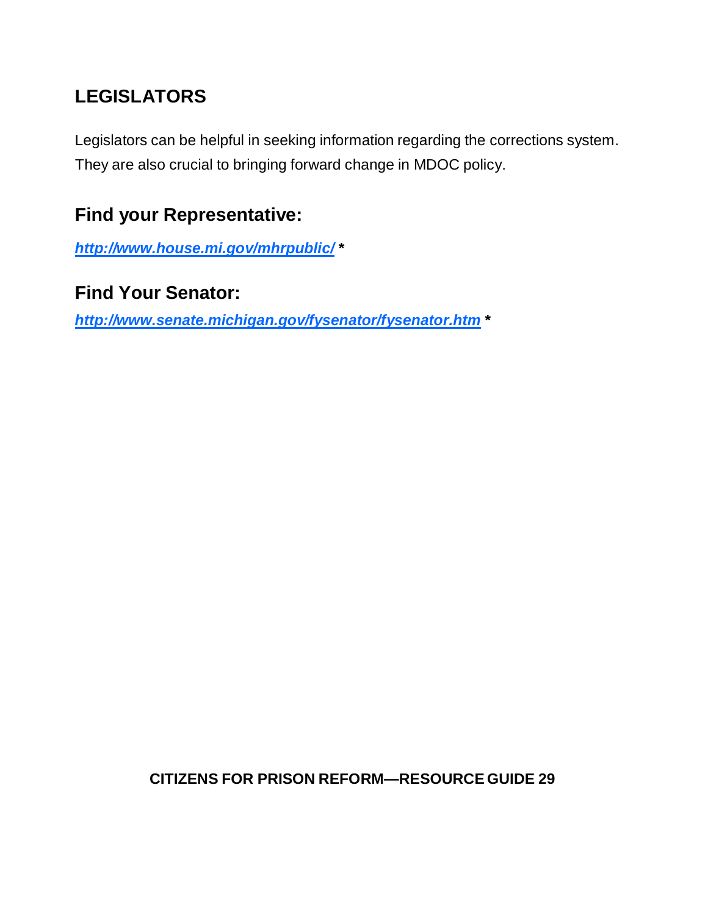## LEGISLATORS

Legislators can be helpful in seeking information regarding the corrections system. They are also crucial to bringing forward change in MDOC policy.

### Find your Representative:

***http://www.house.mi.gov/mhrpublic/* ***

### Find Your Senator:

***http://www.senate.michigan.gov/fysenator/fysenator.htm* ***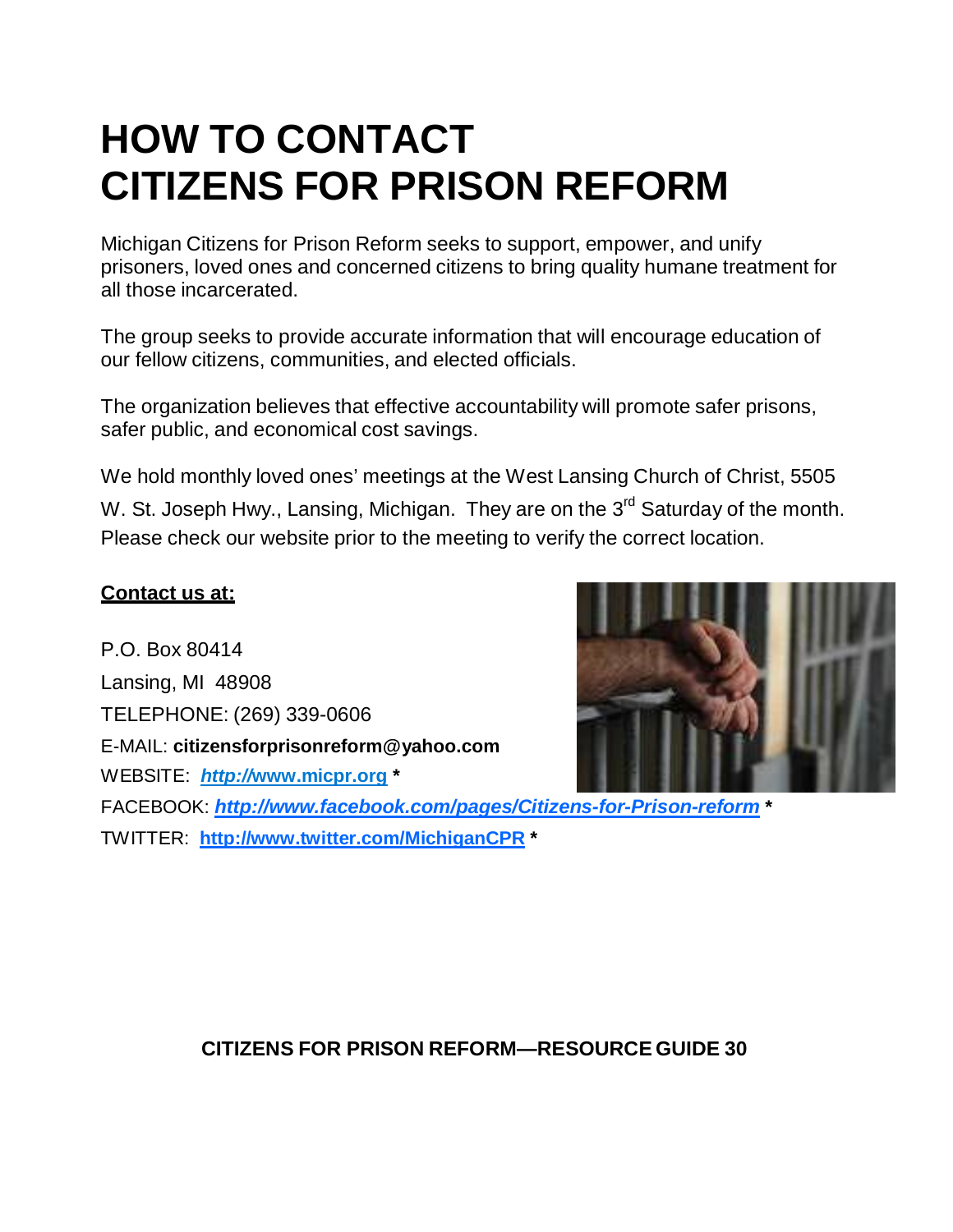# HOW TO CONTACT CITIZENS FOR PRISON REFORM

Michigan Citizens for Prison Reform seeks to support, empower, and unify prisoners, loved ones and concerned citizens to bring quality humane treatment for all those incarcerated.

The group seeks to provide accurate information that will encourage education of our fellow citizens, communities, and elected officials.

The organization believes that effective accountability will promote safer prisons, safer public, and economical cost savings.

We hold monthly loved ones' meetings at the West Lansing Church of Christ, 5505 W. St. Joseph Hwy., Lansing, Michigan. They are on the 3rd Saturday of the month. Please check our website prior to the meeting to verify the correct location.

**Contact us at:**

P.O. Box 80414
Lansing, MI 48908
TELEPHONE: (269) 339-0606
E-MAIL: **citizensforprisonreform@yahoo.com**
WEBSITE: ***http://*www.micpr.org** *
FACEBOOK: ***http://www.facebook.com/pages/Citizens-for-Prison-reform*** *
TWITTER: **http://www.twitter.com/MichiganCPR** *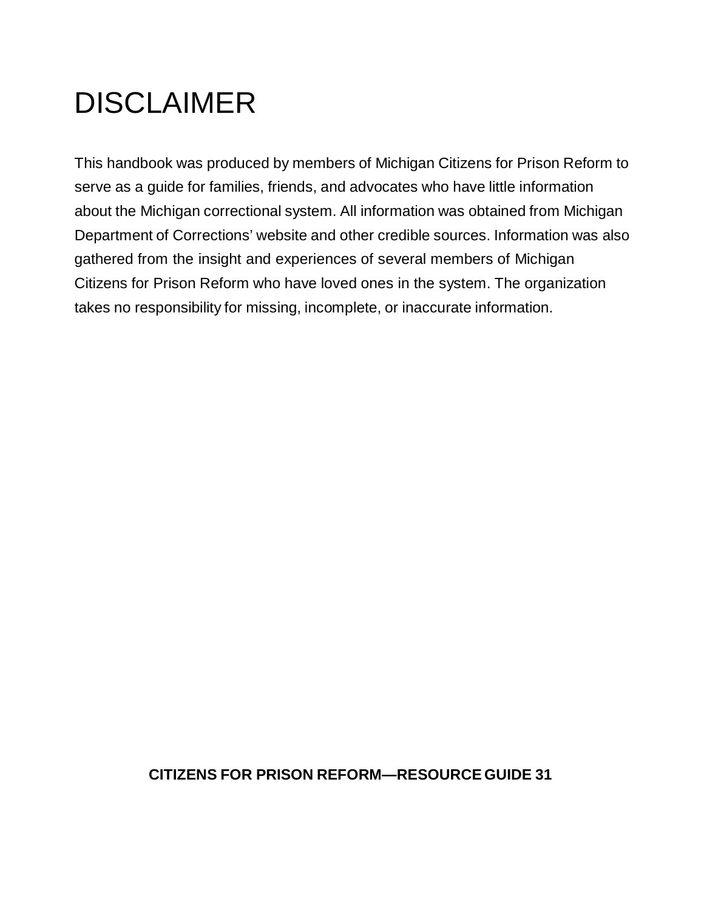# DISCLAIMER

This handbook was produced by members of Michigan Citizens for Prison Reform to serve as a guide for families, friends, and advocates who have little information about the Michigan correctional system. All information was obtained from Michigan Department of Corrections' website and other credible sources. Information was also gathered from the insight and experiences of several members of Michigan Citizens for Prison Reform who have loved ones in the system. The organization takes no responsibility for missing, incomplete, or inaccurate information.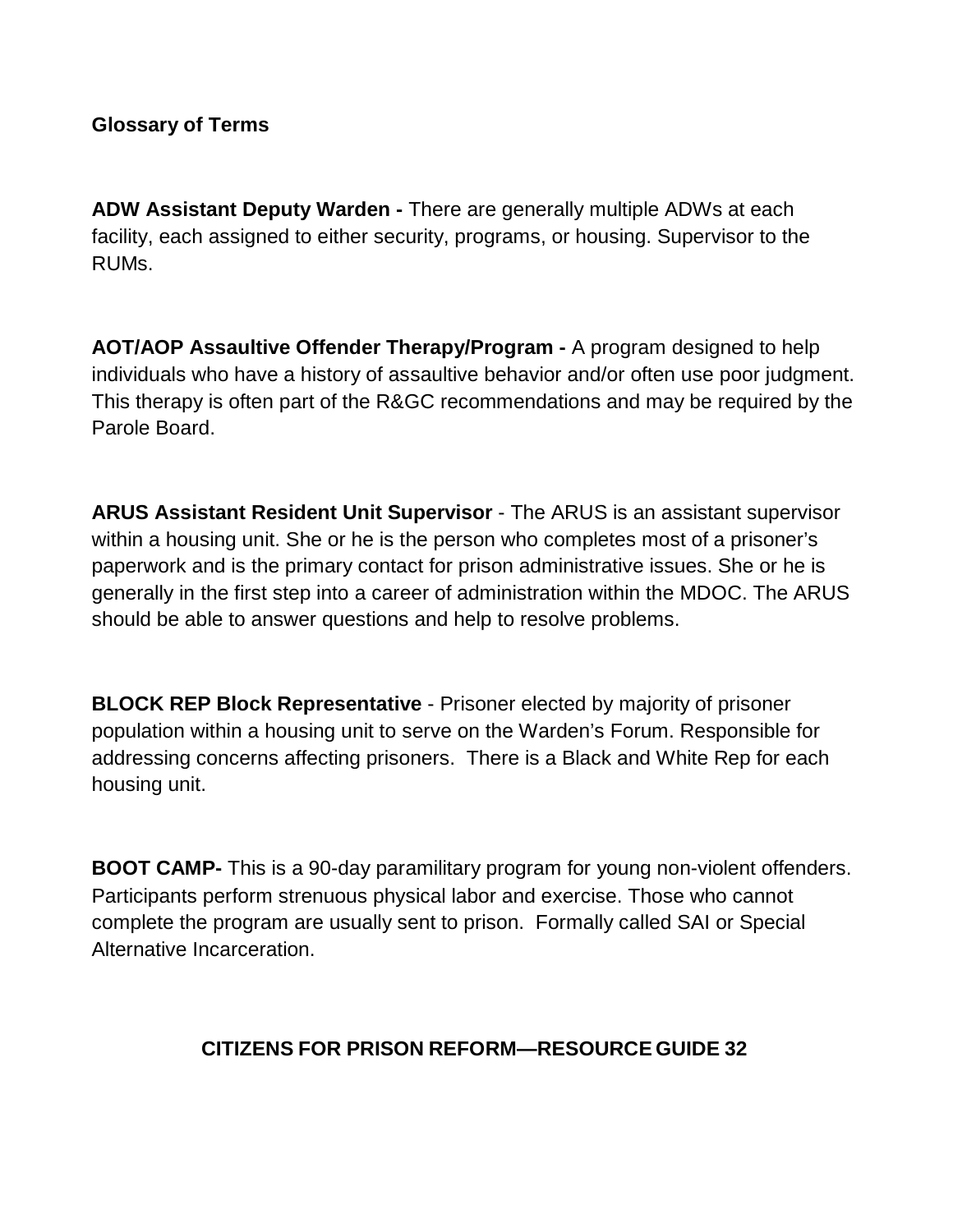**Glossary of Terms**

**ADW Assistant Deputy Warden -** There are generally multiple ADWs at each facility, each assigned to either security, programs, or housing. Supervisor to the RUMs.

**AOT/AOP Assaultive Offender Therapy/Program -** A program designed to help individuals who have a history of assaultive behavior and/or often use poor judgment. This therapy is often part of the R&GC recommendations and may be required by the Parole Board.

**ARUS Assistant Resident Unit Supervisor** - The ARUS is an assistant supervisor within a housing unit. She or he is the person who completes most of a prisoner's paperwork and is the primary contact for prison administrative issues. She or he is generally in the first step into a career of administration within the MDOC. The ARUS should be able to answer questions and help to resolve problems.

**BLOCK REP Block Representative** - Prisoner elected by majority of prisoner population within a housing unit to serve on the Warden's Forum. Responsible for addressing concerns affecting prisoners. There is a Black and White Rep for each housing unit.

**BOOT CAMP-** This is a 90-day paramilitary program for young non-violent offenders. Participants perform strenuous physical labor and exercise. Those who cannot complete the program are usually sent to prison. Formally called SAI or Special Alternative Incarceration.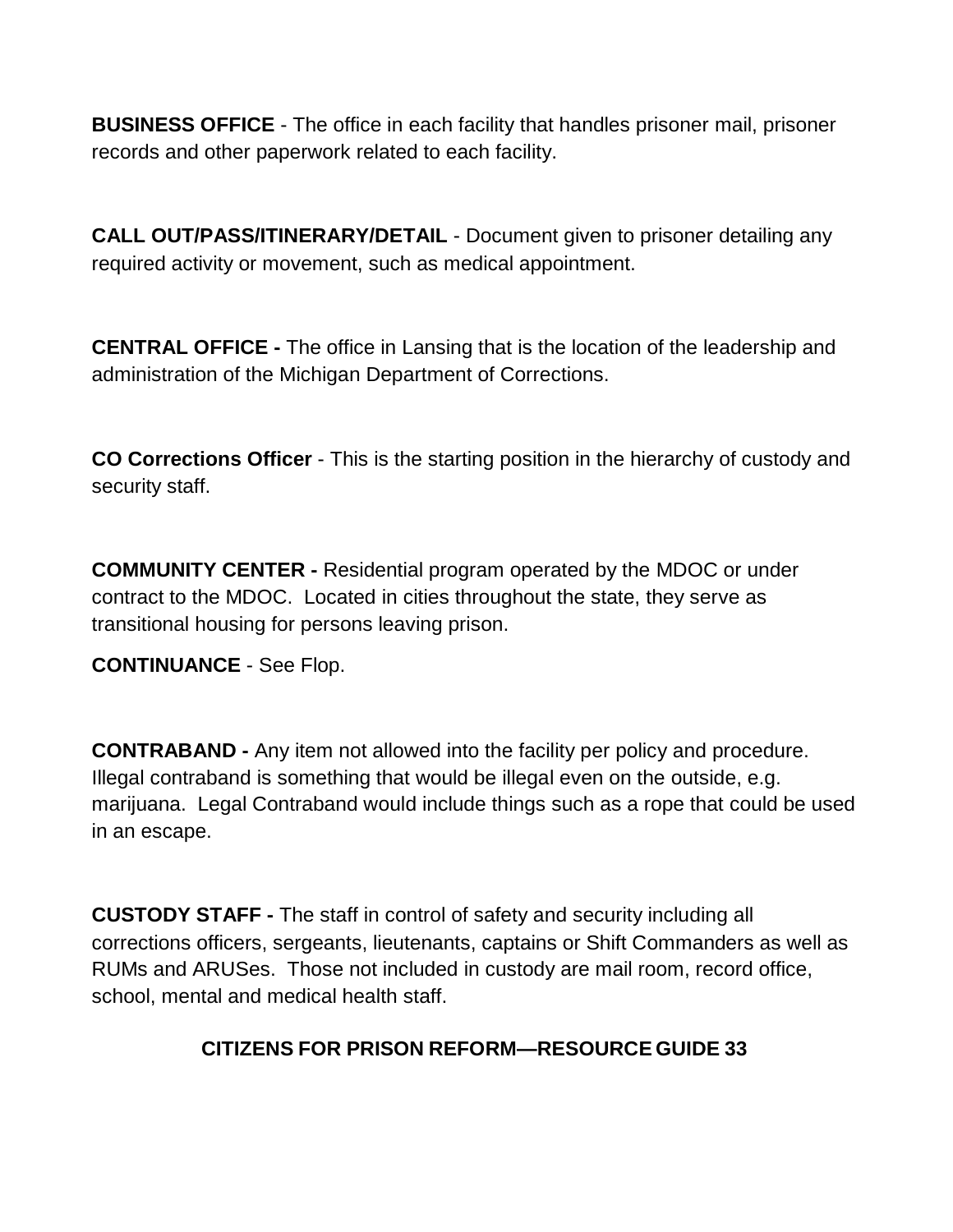**BUSINESS OFFICE** - The office in each facility that handles prisoner mail, prisoner records and other paperwork related to each facility.

**CALL OUT/PASS/ITINERARY/DETAIL** - Document given to prisoner detailing any required activity or movement, such as medical appointment.

**CENTRAL OFFICE -** The office in Lansing that is the location of the leadership and administration of the Michigan Department of Corrections.

**CO Corrections Officer** - This is the starting position in the hierarchy of custody and security staff.

**COMMUNITY CENTER -** Residential program operated by the MDOC or under contract to the MDOC. Located in cities throughout the state, they serve as transitional housing for persons leaving prison.

**CONTINUANCE** - See Flop.

**CONTRABAND -** Any item not allowed into the facility per policy and procedure. Illegal contraband is something that would be illegal even on the outside, e.g. marijuana. Legal Contraband would include things such as a rope that could be used in an escape.

**CUSTODY STAFF -** The staff in control of safety and security including all corrections officers, sergeants, lieutenants, captains or Shift Commanders as well as RUMs and ARUSes. Those not included in custody are mail room, record office, school, mental and medical health staff.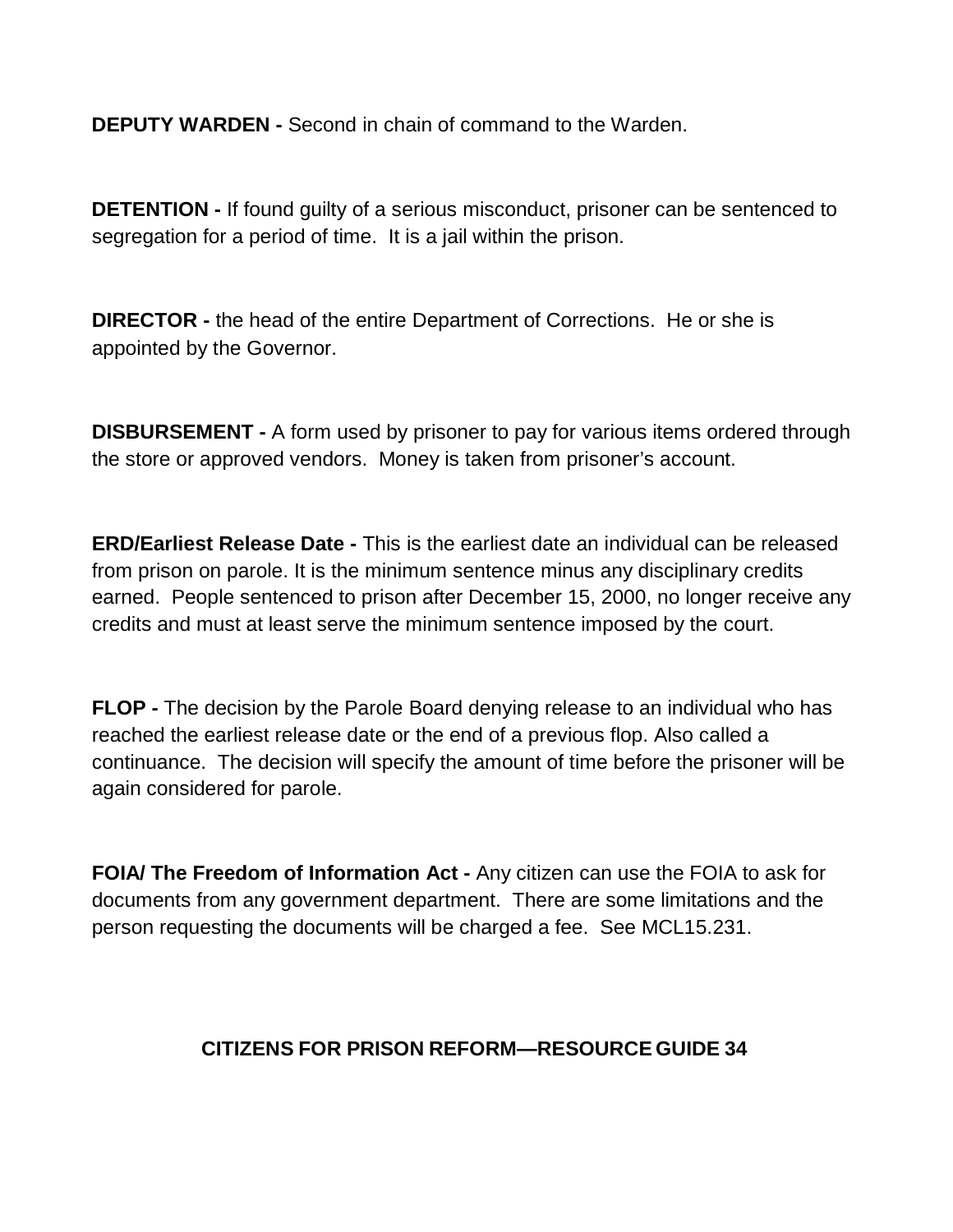**DEPUTY WARDEN -** Second in chain of command to the Warden.

**DETENTION -** If found guilty of a serious misconduct, prisoner can be sentenced to segregation for a period of time. It is a jail within the prison.

**DIRECTOR -** the head of the entire Department of Corrections. He or she is appointed by the Governor.

**DISBURSEMENT -** A form used by prisoner to pay for various items ordered through the store or approved vendors. Money is taken from prisoner's account.

**ERD/Earliest Release Date -** This is the earliest date an individual can be released from prison on parole. It is the minimum sentence minus any disciplinary credits earned. People sentenced to prison after December 15, 2000, no longer receive any credits and must at least serve the minimum sentence imposed by the court.

**FLOP -** The decision by the Parole Board denying release to an individual who has reached the earliest release date or the end of a previous flop. Also called a continuance. The decision will specify the amount of time before the prisoner will be again considered for parole.

**FOIA/ The Freedom of Information Act -** Any citizen can use the FOIA to ask for documents from any government department. There are some limitations and the person requesting the documents will be charged a fee. See MCL15.231.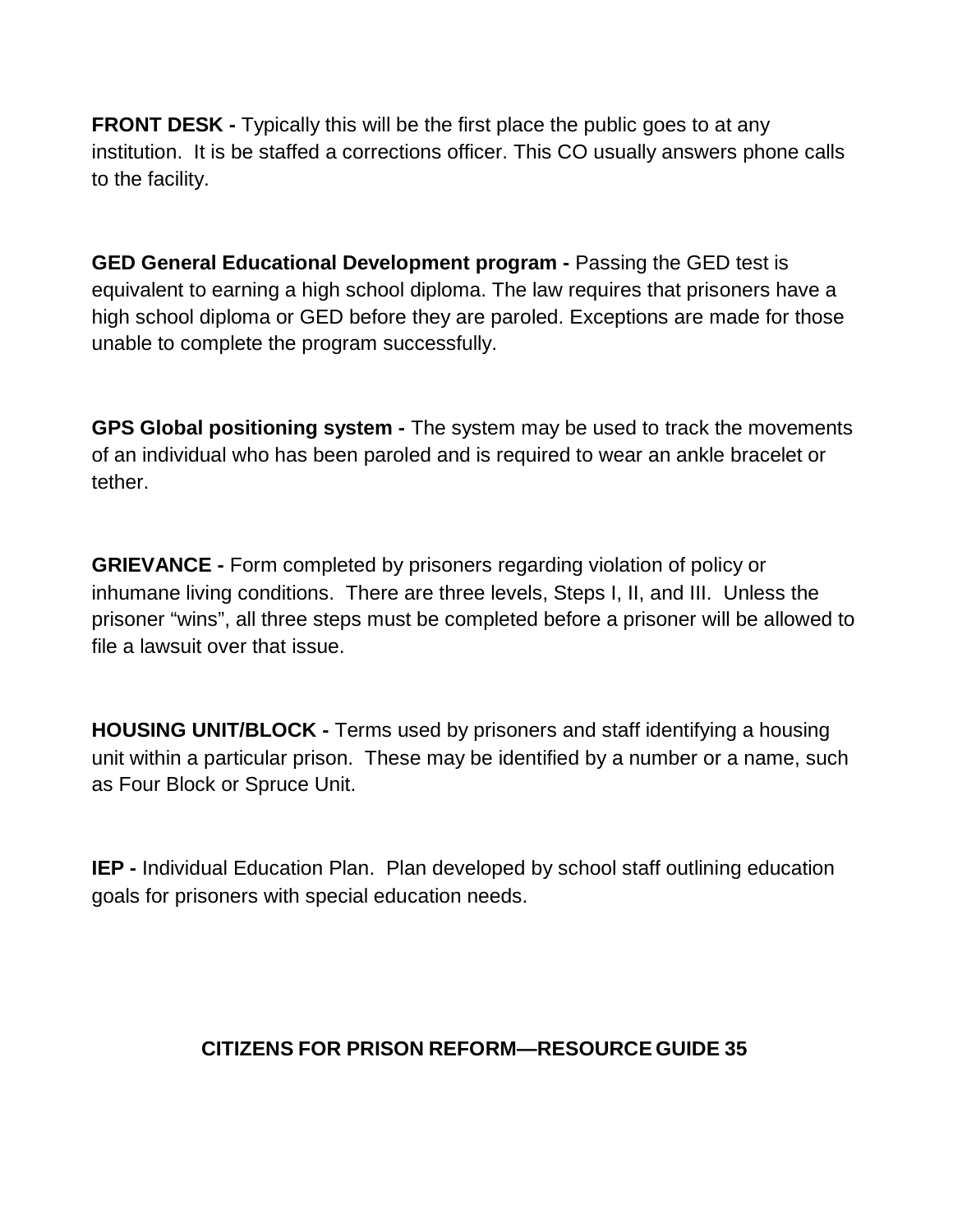**FRONT DESK -** Typically this will be the first place the public goes to at any institution. It is be staffed a corrections officer. This CO usually answers phone calls to the facility.

**GED General Educational Development program -** Passing the GED test is equivalent to earning a high school diploma. The law requires that prisoners have a high school diploma or GED before they are paroled. Exceptions are made for those unable to complete the program successfully.

**GPS Global positioning system -** The system may be used to track the movements of an individual who has been paroled and is required to wear an ankle bracelet or tether.

**GRIEVANCE -** Form completed by prisoners regarding violation of policy or inhumane living conditions. There are three levels, Steps I, II, and III. Unless the prisoner "wins", all three steps must be completed before a prisoner will be allowed to file a lawsuit over that issue.

**HOUSING UNIT/BLOCK -** Terms used by prisoners and staff identifying a housing unit within a particular prison. These may be identified by a number or a name, such as Four Block or Spruce Unit.

**IEP -** Individual Education Plan. Plan developed by school staff outlining education goals for prisoners with special education needs.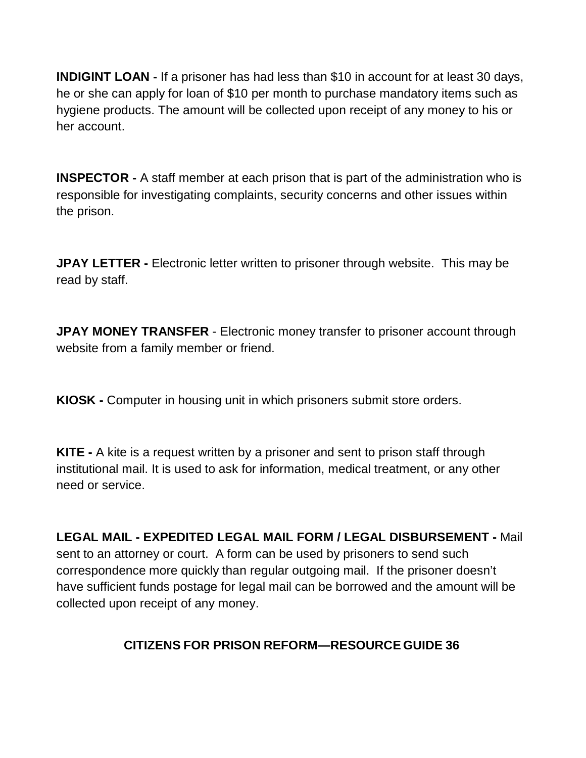**INDIGINT LOAN -** If a prisoner has had less than $10 in account for at least 30 days, he or she can apply for loan of $10 per month to purchase mandatory items such as hygiene products. The amount will be collected upon receipt of any money to his or her account.

**INSPECTOR -** A staff member at each prison that is part of the administration who is responsible for investigating complaints, security concerns and other issues within the prison.

**JPAY LETTER -** Electronic letter written to prisoner through website. This may be read by staff.

**JPAY MONEY TRANSFER** - Electronic money transfer to prisoner account through website from a family member or friend.

**KIOSK -** Computer in housing unit in which prisoners submit store orders.

**KITE -** A kite is a request written by a prisoner and sent to prison staff through institutional mail. It is used to ask for information, medical treatment, or any other need or service.

**LEGAL MAIL - EXPEDITED LEGAL MAIL FORM / LEGAL DISBURSEMENT -** Mail sent to an attorney or court. A form can be used by prisoners to send such correspondence more quickly than regular outgoing mail. If the prisoner doesn't have sufficient funds postage for legal mail can be borrowed and the amount will be collected upon receipt of any money.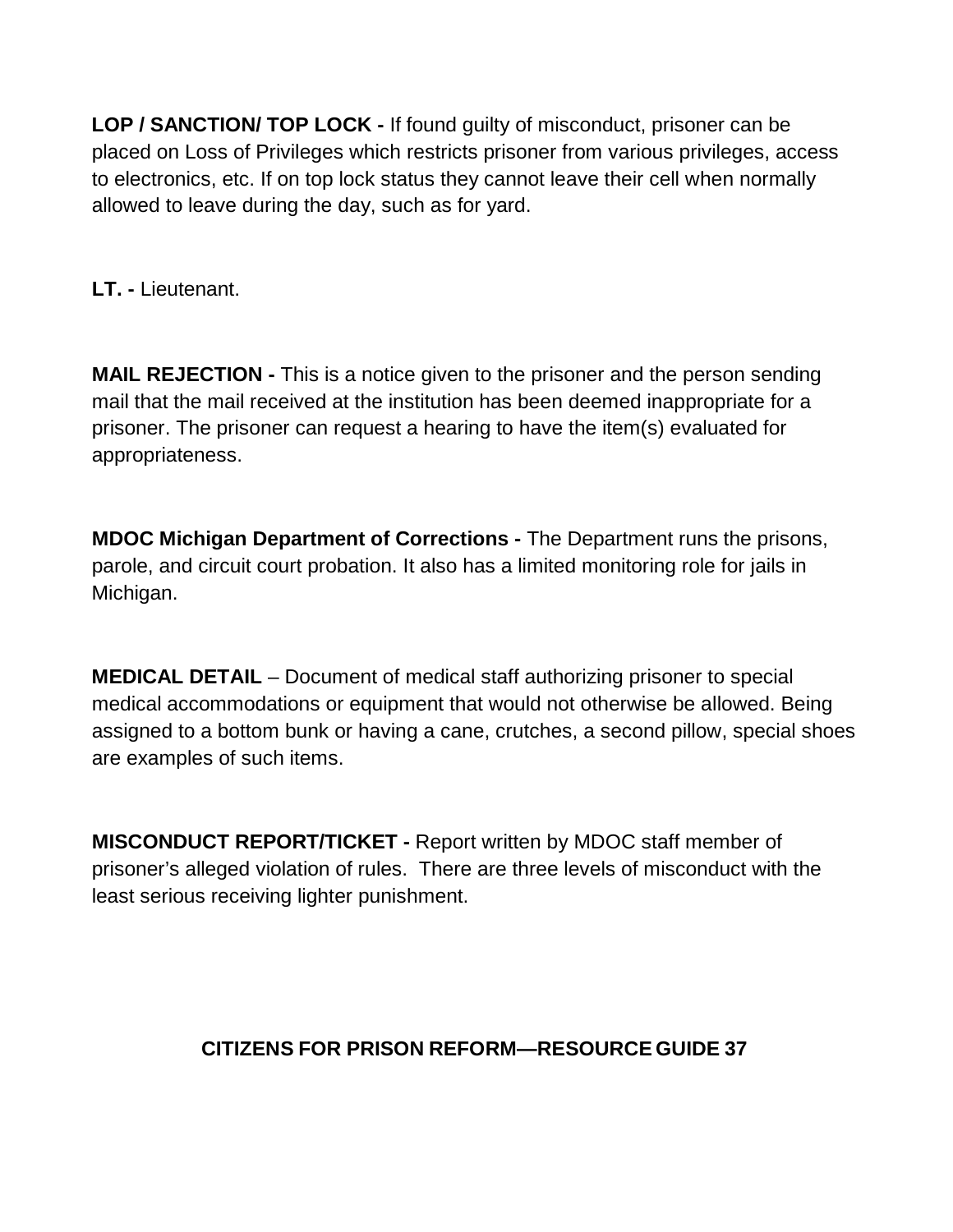**LOP / SANCTION/ TOP LOCK -** If found guilty of misconduct, prisoner can be placed on Loss of Privileges which restricts prisoner from various privileges, access to electronics, etc. If on top lock status they cannot leave their cell when normally allowed to leave during the day, such as for yard.

**LT. -** Lieutenant.

**MAIL REJECTION -** This is a notice given to the prisoner and the person sending mail that the mail received at the institution has been deemed inappropriate for a prisoner. The prisoner can request a hearing to have the item(s) evaluated for appropriateness.

**MDOC Michigan Department of Corrections -** The Department runs the prisons, parole, and circuit court probation. It also has a limited monitoring role for jails in Michigan.

**MEDICAL DETAIL** – Document of medical staff authorizing prisoner to special medical accommodations or equipment that would not otherwise be allowed. Being assigned to a bottom bunk or having a cane, crutches, a second pillow, special shoes are examples of such items.

**MISCONDUCT REPORT/TICKET -** Report written by MDOC staff member of prisoner's alleged violation of rules. There are three levels of misconduct with the least serious receiving lighter punishment.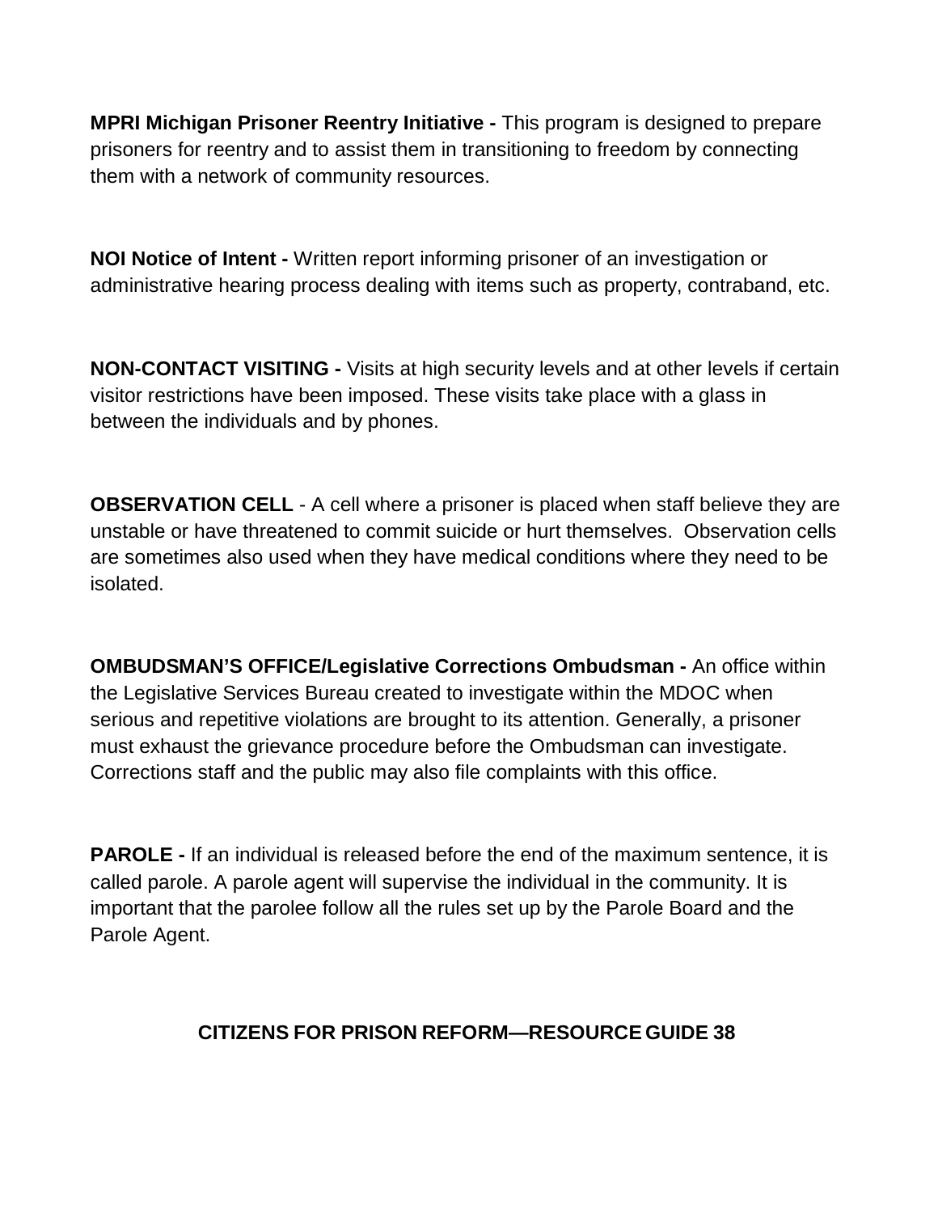**MPRI Michigan Prisoner Reentry Initiative -** This program is designed to prepare prisoners for reentry and to assist them in transitioning to freedom by connecting them with a network of community resources.

**NOI Notice of Intent -** Written report informing prisoner of an investigation or administrative hearing process dealing with items such as property, contraband, etc.

**NON-CONTACT VISITING -** Visits at high security levels and at other levels if certain visitor restrictions have been imposed. These visits take place with a glass in between the individuals and by phones.

**OBSERVATION CELL** - A cell where a prisoner is placed when staff believe they are unstable or have threatened to commit suicide or hurt themselves. Observation cells are sometimes also used when they have medical conditions where they need to be isolated.

**OMBUDSMAN'S OFFICE/Legislative Corrections Ombudsman -** An office within the Legislative Services Bureau created to investigate within the MDOC when serious and repetitive violations are brought to its attention. Generally, a prisoner must exhaust the grievance procedure before the Ombudsman can investigate. Corrections staff and the public may also file complaints with this office.

**PAROLE -** If an individual is released before the end of the maximum sentence, it is called parole. A parole agent will supervise the individual in the community. It is important that the parolee follow all the rules set up by the Parole Board and the Parole Agent.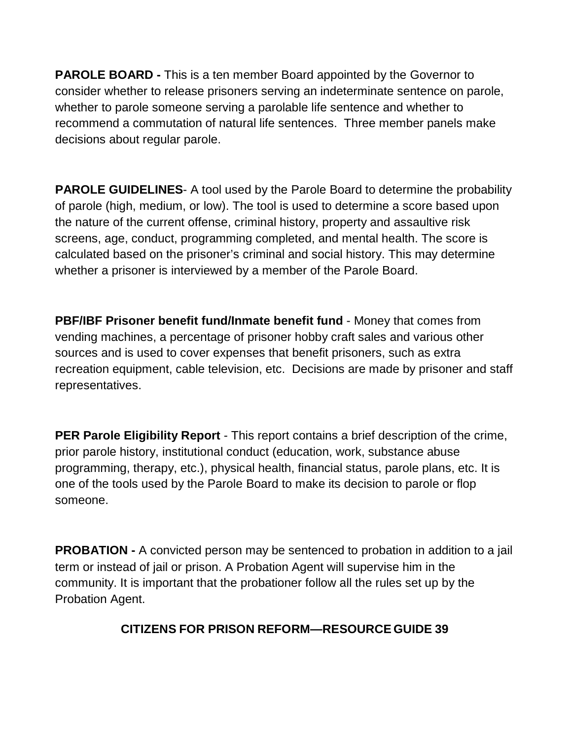**PAROLE BOARD -** This is a ten member Board appointed by the Governor to consider whether to release prisoners serving an indeterminate sentence on parole, whether to parole someone serving a parolable life sentence and whether to recommend a commutation of natural life sentences. Three member panels make decisions about regular parole.

**PAROLE GUIDELINES**- A tool used by the Parole Board to determine the probability of parole (high, medium, or low). The tool is used to determine a score based upon the nature of the current offense, criminal history, property and assaultive risk screens, age, conduct, programming completed, and mental health. The score is calculated based on the prisoner's criminal and social history. This may determine whether a prisoner is interviewed by a member of the Parole Board.

**PBF/IBF Prisoner benefit fund/Inmate benefit fund** - Money that comes from vending machines, a percentage of prisoner hobby craft sales and various other sources and is used to cover expenses that benefit prisoners, such as extra recreation equipment, cable television, etc. Decisions are made by prisoner and staff representatives.

**PER Parole Eligibility Report** - This report contains a brief description of the crime, prior parole history, institutional conduct (education, work, substance abuse programming, therapy, etc.), physical health, financial status, parole plans, etc. It is one of the tools used by the Parole Board to make its decision to parole or flop someone.

**PROBATION -** A convicted person may be sentenced to probation in addition to a jail term or instead of jail or prison. A Probation Agent will supervise him in the community. It is important that the probationer follow all the rules set up by the Probation Agent.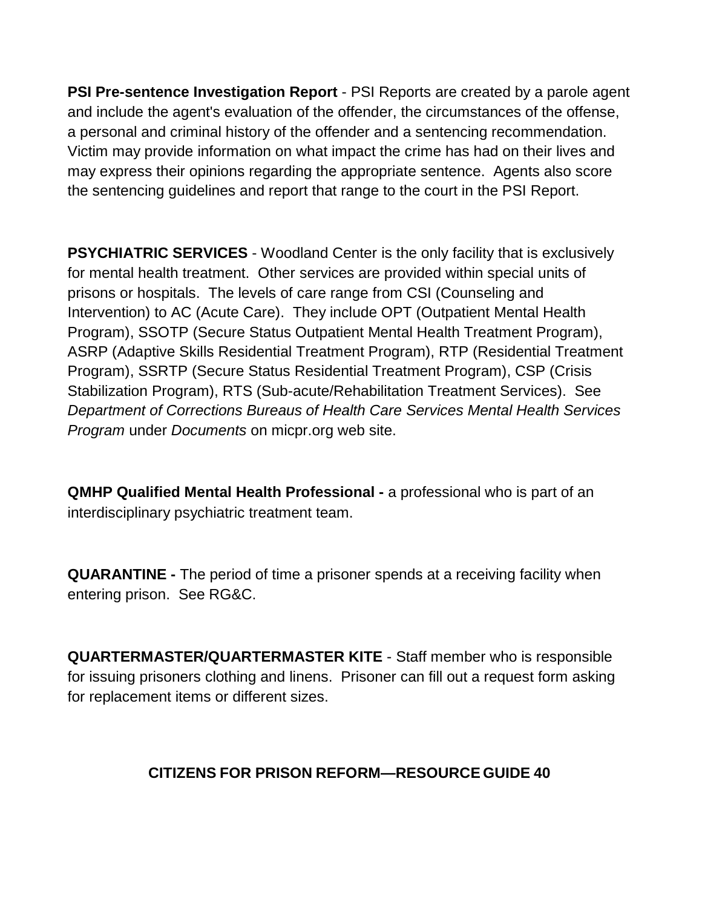**PSI Pre-sentence Investigation Report** - PSI Reports are created by a parole agent and include the agent's evaluation of the offender, the circumstances of the offense, a personal and criminal history of the offender and a sentencing recommendation. Victim may provide information on what impact the crime has had on their lives and may express their opinions regarding the appropriate sentence. Agents also score the sentencing guidelines and report that range to the court in the PSI Report.

**PSYCHIATRIC SERVICES** - Woodland Center is the only facility that is exclusively for mental health treatment. Other services are provided within special units of prisons or hospitals. The levels of care range from CSI (Counseling and Intervention) to AC (Acute Care). They include OPT (Outpatient Mental Health Program), SSOTP (Secure Status Outpatient Mental Health Treatment Program), ASRP (Adaptive Skills Residential Treatment Program), RTP (Residential Treatment Program), SSRTP (Secure Status Residential Treatment Program), CSP (Crisis Stabilization Program), RTS (Sub-acute/Rehabilitation Treatment Services). See *Department of Corrections Bureaus of Health Care Services Mental Health Services Program* under *Documents* on micpr.org web site.

**QMHP Qualified Mental Health Professional -** a professional who is part of an interdisciplinary psychiatric treatment team.

**QUARANTINE -** The period of time a prisoner spends at a receiving facility when entering prison. See RG&C.

**QUARTERMASTER/QUARTERMASTER KITE** - Staff member who is responsible for issuing prisoners clothing and linens. Prisoner can fill out a request form asking for replacement items or different sizes.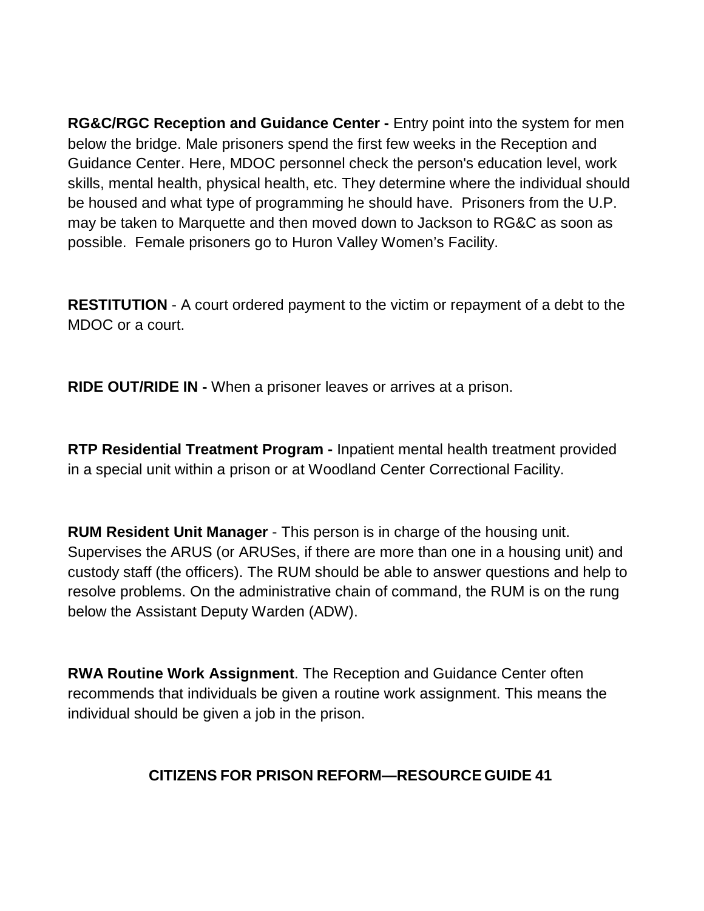**RG&C/RGC Reception and Guidance Center -** Entry point into the system for men below the bridge. Male prisoners spend the first few weeks in the Reception and Guidance Center. Here, MDOC personnel check the person's education level, work skills, mental health, physical health, etc. They determine where the individual should be housed and what type of programming he should have. Prisoners from the U.P. may be taken to Marquette and then moved down to Jackson to RG&C as soon as possible. Female prisoners go to Huron Valley Women's Facility.

**RESTITUTION** - A court ordered payment to the victim or repayment of a debt to the MDOC or a court.

**RIDE OUT/RIDE IN -** When a prisoner leaves or arrives at a prison.

**RTP Residential Treatment Program -** Inpatient mental health treatment provided in a special unit within a prison or at Woodland Center Correctional Facility.

**RUM Resident Unit Manager** - This person is in charge of the housing unit. Supervises the ARUS (or ARUSes, if there are more than one in a housing unit) and custody staff (the officers). The RUM should be able to answer questions and help to resolve problems. On the administrative chain of command, the RUM is on the rung below the Assistant Deputy Warden (ADW).

**RWA Routine Work Assignment**. The Reception and Guidance Center often recommends that individuals be given a routine work assignment. This means the individual should be given a job in the prison.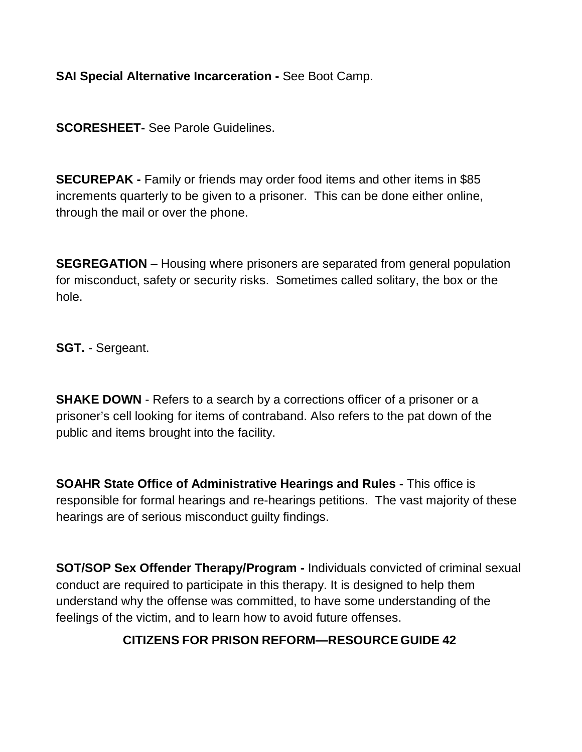**SAI Special Alternative Incarceration -** See Boot Camp.

**SCORESHEET-** See Parole Guidelines.

**SECUREPAK -** Family or friends may order food items and other items in $85 increments quarterly to be given to a prisoner. This can be done either online, through the mail or over the phone.

**SEGREGATION** – Housing where prisoners are separated from general population for misconduct, safety or security risks. Sometimes called solitary, the box or the hole.

**SGT.** - Sergeant.

**SHAKE DOWN** - Refers to a search by a corrections officer of a prisoner or a prisoner's cell looking for items of contraband. Also refers to the pat down of the public and items brought into the facility.

**SOAHR State Office of Administrative Hearings and Rules -** This office is responsible for formal hearings and re-hearings petitions. The vast majority of these hearings are of serious misconduct guilty findings.

**SOT/SOP Sex Offender Therapy/Program -** Individuals convicted of criminal sexual conduct are required to participate in this therapy. It is designed to help them understand why the offense was committed, to have some understanding of the feelings of the victim, and to learn how to avoid future offenses.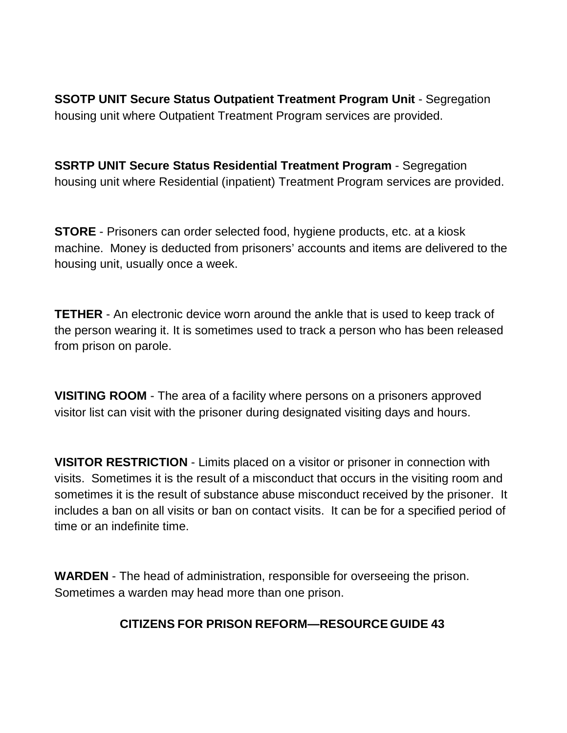**SSOTP UNIT Secure Status Outpatient Treatment Program Unit** - Segregation housing unit where Outpatient Treatment Program services are provided.

**SSRTP UNIT Secure Status Residential Treatment Program** - Segregation housing unit where Residential (inpatient) Treatment Program services are provided.

**STORE** - Prisoners can order selected food, hygiene products, etc. at a kiosk machine. Money is deducted from prisoners' accounts and items are delivered to the housing unit, usually once a week.

**TETHER** - An electronic device worn around the ankle that is used to keep track of the person wearing it. It is sometimes used to track a person who has been released from prison on parole.

**VISITING ROOM** - The area of a facility where persons on a prisoners approved visitor list can visit with the prisoner during designated visiting days and hours.

**VISITOR RESTRICTION** - Limits placed on a visitor or prisoner in connection with visits. Sometimes it is the result of a misconduct that occurs in the visiting room and sometimes it is the result of substance abuse misconduct received by the prisoner. It includes a ban on all visits or ban on contact visits. It can be for a specified period of time or an indefinite time.

**WARDEN** - The head of administration, responsible for overseeing the prison. Sometimes a warden may head more than one prison.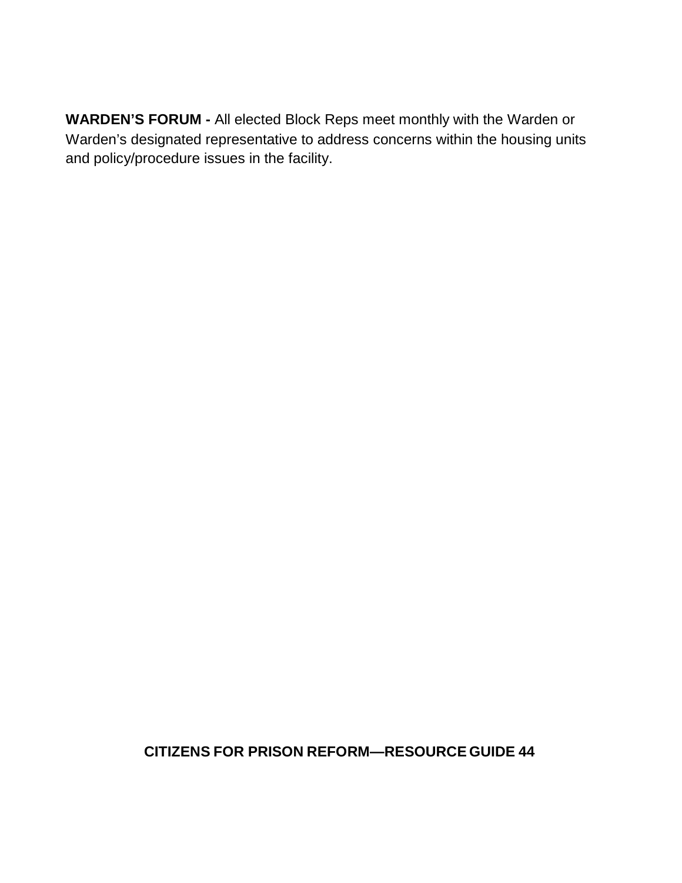**WARDEN'S FORUM -** All elected Block Reps meet monthly with the Warden or Warden's designated representative to address concerns within the housing units and policy/procedure issues in the facility.